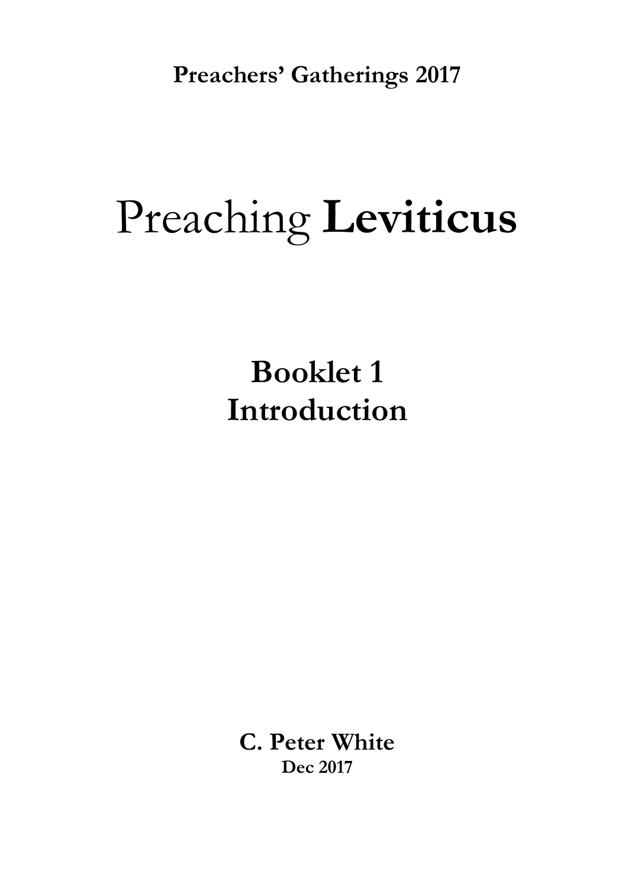**Preachers' Gatherings 2017**

# Preaching **Leviticus**

## Booklet 1
## Introduction

**C. Peter White**

**Dec 2017**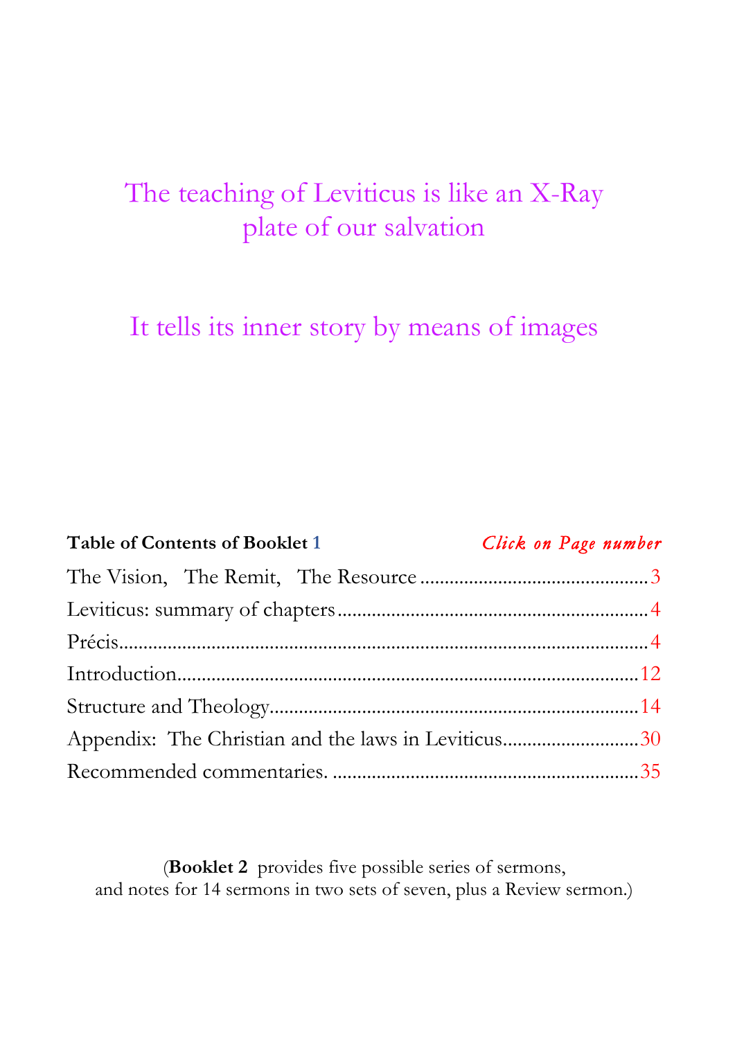The teaching of Leviticus is like an X-Ray plate of our salvation

It tells its inner story by means of images

| **Table of Contents of Booklet 1** | *Click on Page number* |
|---|---|
| The Vision, The Remit, The Resource | 3 |
| Leviticus: summary of chapters | 4 |
| Précis | 4 |
| Introduction | 12 |
| Structure and Theology | 14 |
| Appendix: The Christian and the laws in Leviticus | 30 |
| Recommended commentaries. | 35 |

(**Booklet 2** provides five possible series of sermons, and notes for 14 sermons in two sets of seven, plus a Review sermon.)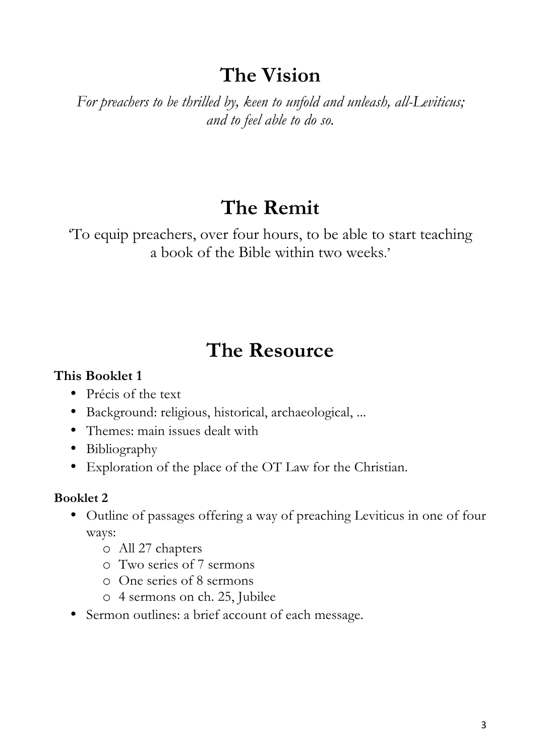# The Vision

*For preachers to be thrilled by, keen to unfold and unleash, all-Leviticus; and to feel able to do so.*

# The Remit

'To equip preachers, over four hours, to be able to start teaching a book of the Bible within two weeks.'

# The Resource

**This Booklet 1**

- Précis of the text
- Background: religious, historical, archaeological, ...
- Themes: main issues dealt with
- Bibliography
- Exploration of the place of the OT Law for the Christian.

**Booklet 2**

- Outline of passages offering a way of preaching Leviticus in one of four ways:
  - All 27 chapters
  - Two series of 7 sermons
  - One series of 8 sermons
  - 4 sermons on ch. 25, Jubilee
- Sermon outlines: a brief account of each message.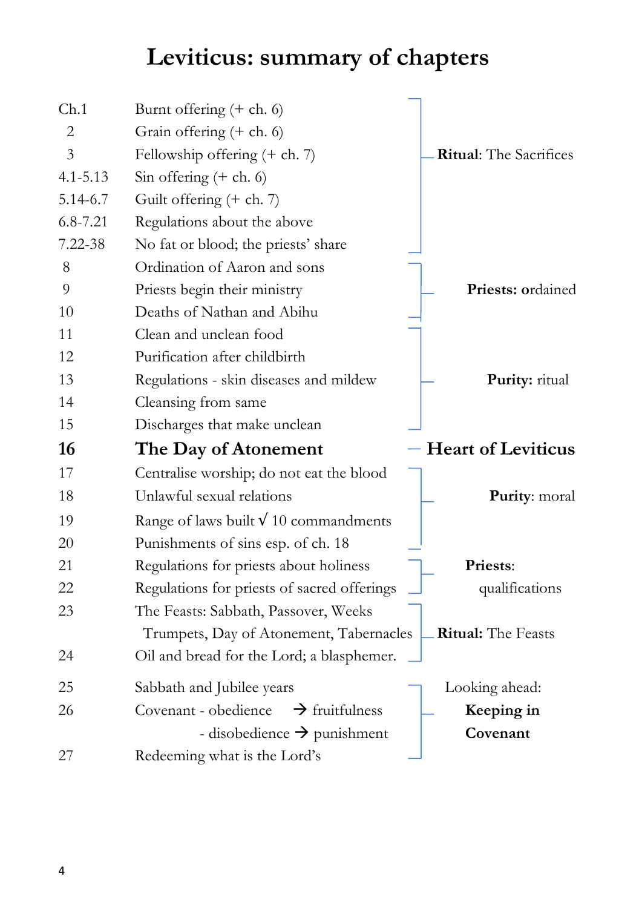# Leviticus: summary of chapters

| Ch. | Content | Section |
|---|---|---|
| Ch.1 | Burnt offering (+ ch. 6) | **Ritual**: The Sacrifices |
| 2 | Grain offering (+ ch. 6) | |
| 3 | Fellowship offering (+ ch. 7) | |
| 4.1-5.13 | Sin offering (+ ch. 6) | |
| 5.14-6.7 | Guilt offering (+ ch. 7) | |
| 6.8-7.21 | Regulations about the above | |
| 7.22-38 | No fat or blood; the priests' share | |
| 8 | Ordination of Aaron and sons | **Priests:** ordained |
| 9 | Priests begin their ministry | |
| 10 | Deaths of Nathan and Abihu | |
| 11 | Clean and unclean food | **Purity:** ritual |
| 12 | Purification after childbirth | |
| 13 | Regulations - skin diseases and mildew | |
| 14 | Cleansing from same | |
| 15 | Discharges that make unclean | |
| **16** | **The Day of Atonement** | **Heart of Leviticus** |
| 17 | Centralise worship; do not eat the blood | **Purity**: moral |
| 18 | Unlawful sexual relations | |
| 19 | Range of laws built √ 10 commandments | |
| 20 | Punishments of sins esp. of ch. 18 | |
| 21 | Regulations for priests about holiness | **Priests**: qualifications |
| 22 | Regulations for priests of sacred offerings | |
| 23 | The Feasts: Sabbath, Passover, Weeks Trumpets, Day of Atonement, Tabernacles | **Ritual:** The Feasts |
| 24 | Oil and bread for the Lord; a blasphemer. | |
| 25 | Sabbath and Jubilee years | Looking ahead: **Keeping in Covenant** |
| 26 | Covenant - obedience → fruitfulness<br>- disobedience → punishment | |
| 27 | Redeeming what is the Lord's | |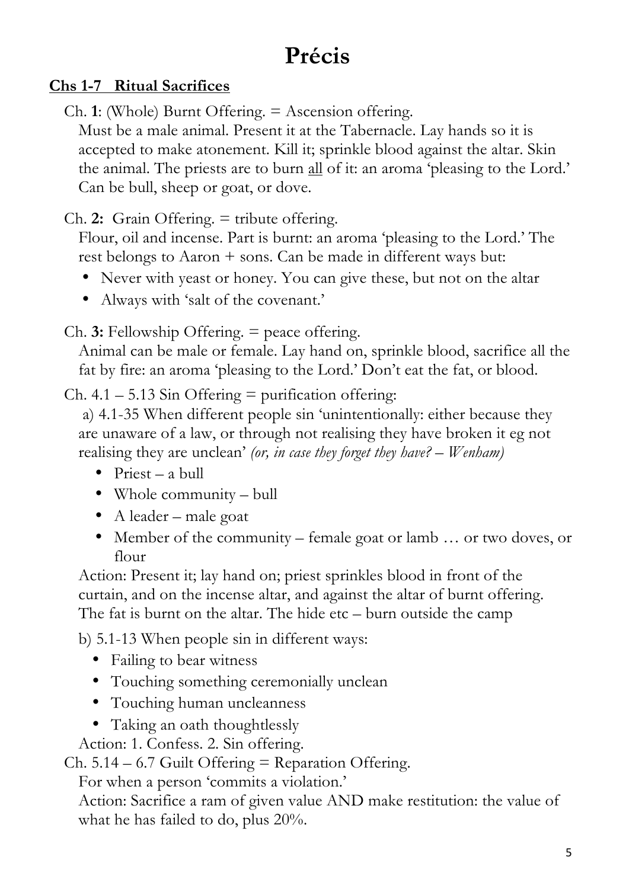# Précis

**<u>Chs 1-7 Ritual Sacrifices</u>**

Ch. **1**: (Whole) Burnt Offering. = Ascension offering.
Must be a male animal. Present it at the Tabernacle. Lay hands so it is accepted to make atonement. Kill it; sprinkle blood against the altar. Skin the animal. The priests are to burn <u>all</u> of it: an aroma 'pleasing to the Lord.' Can be bull, sheep or goat, or dove.

Ch. **2:** Grain Offering. = tribute offering.
Flour, oil and incense. Part is burnt: an aroma 'pleasing to the Lord.' The rest belongs to Aaron + sons. Can be made in different ways but:

- Never with yeast or honey. You can give these, but not on the altar
- Always with 'salt of the covenant.'

Ch. **3:** Fellowship Offering. = peace offering.
Animal can be male or female. Lay hand on, sprinkle blood, sacrifice all the fat by fire: an aroma 'pleasing to the Lord.' Don't eat the fat, or blood.

Ch. 4.1 – 5.13 Sin Offering = purification offering:
a) 4.1-35 When different people sin 'unintentionally: either because they are unaware of a law, or through not realising they have broken it eg not realising they are unclean' *(or, in case they forget they have? – Wenham)*

- Priest – a bull
- Whole community – bull
- A leader – male goat
- Member of the community – female goat or lamb … or two doves, or flour

Action: Present it; lay hand on; priest sprinkles blood in front of the curtain, and on the incense altar, and against the altar of burnt offering. The fat is burnt on the altar. The hide etc – burn outside the camp

b) 5.1-13 When people sin in different ways:

- Failing to bear witness
- Touching something ceremonially unclean
- Touching human uncleanness
- Taking an oath thoughtlessly

Action: 1. Confess. 2. Sin offering.

Ch. 5.14 – 6.7 Guilt Offering = Reparation Offering.
For when a person 'commits a violation.'
Action: Sacrifice a ram of given value AND make restitution: the value of what he has failed to do, plus 20%.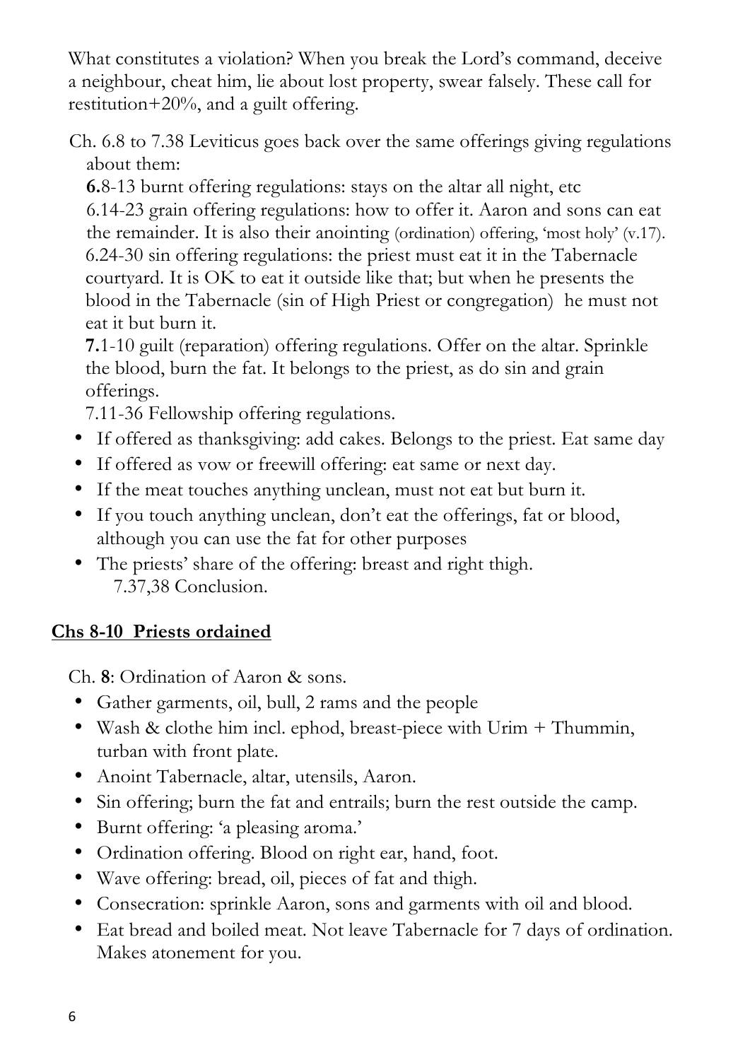What constitutes a violation? When you break the Lord's command, deceive a neighbour, cheat him, lie about lost property, swear falsely. These call for restitution+20%, and a guilt offering.

Ch. 6.8 to 7.38 Leviticus goes back over the same offerings giving regulations about them:

**6.**8-13 burnt offering regulations: stays on the altar all night, etc

6.14-23 grain offering regulations: how to offer it. Aaron and sons can eat the remainder. It is also their anointing (ordination) offering, 'most holy' (v.17).

6.24-30 sin offering regulations: the priest must eat it in the Tabernacle courtyard. It is OK to eat it outside like that; but when he presents the blood in the Tabernacle (sin of High Priest or congregation) he must not eat it but burn it.

**7.**1-10 guilt (reparation) offering regulations. Offer on the altar. Sprinkle the blood, burn the fat. It belongs to the priest, as do sin and grain offerings.

7.11-36 Fellowship offering regulations.

- If offered as thanksgiving: add cakes. Belongs to the priest. Eat same day
- If offered as vow or freewill offering: eat same or next day.
- If the meat touches anything unclean, must not eat but burn it.
- If you touch anything unclean, don't eat the offerings, fat or blood, although you can use the fat for other purposes
- The priests' share of the offering: breast and right thigh.

7.37,38 Conclusion.

## Chs 8-10 Priests ordained

Ch. **8**: Ordination of Aaron & sons.

- Gather garments, oil, bull, 2 rams and the people
- Wash & clothe him incl. ephod, breast-piece with Urim + Thummin, turban with front plate.
- Anoint Tabernacle, altar, utensils, Aaron.
- Sin offering; burn the fat and entrails; burn the rest outside the camp.
- Burnt offering: 'a pleasing aroma.'
- Ordination offering. Blood on right ear, hand, foot.
- Wave offering: bread, oil, pieces of fat and thigh.
- Consecration: sprinkle Aaron, sons and garments with oil and blood.
- Eat bread and boiled meat. Not leave Tabernacle for 7 days of ordination. Makes atonement for you.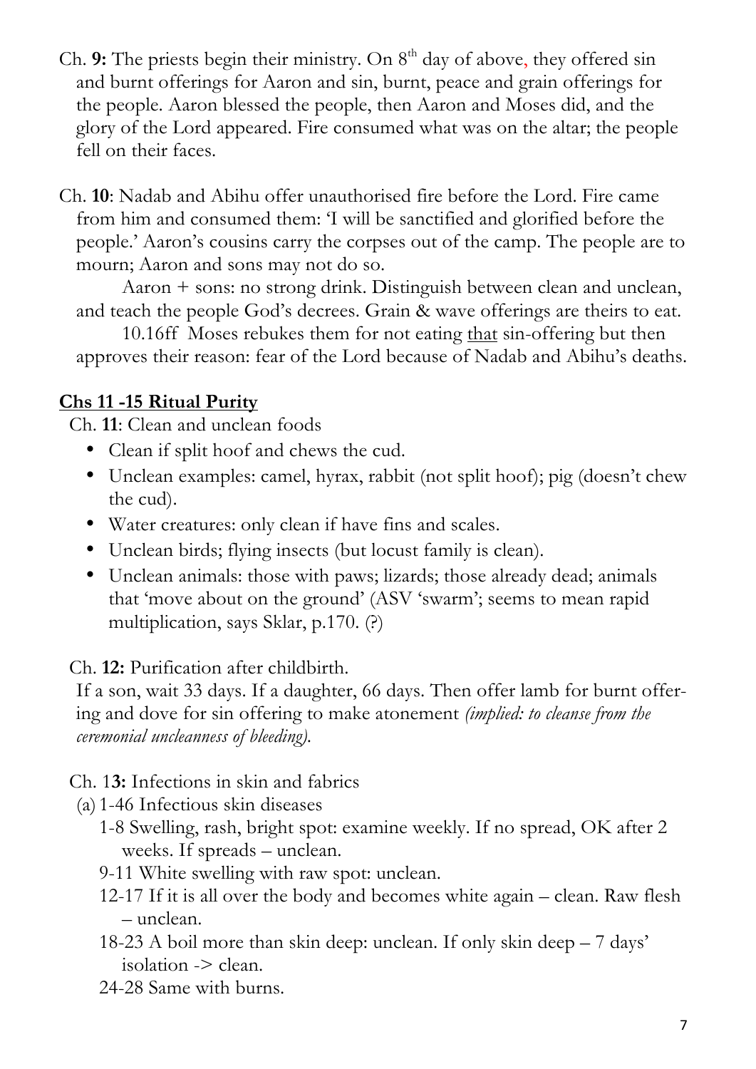Ch. **9:** The priests begin their ministry. On 8th day of above, they offered sin and burnt offerings for Aaron and sin, burnt, peace and grain offerings for the people. Aaron blessed the people, then Aaron and Moses did, and the glory of the Lord appeared. Fire consumed what was on the altar; the people fell on their faces.

Ch. **10**: Nadab and Abihu offer unauthorised fire before the Lord. Fire came from him and consumed them: 'I will be sanctified and glorified before the people.' Aaron's cousins carry the corpses out of the camp. The people are to mourn; Aaron and sons may not do so.

Aaron + sons: no strong drink. Distinguish between clean and unclean, and teach the people God's decrees. Grain & wave offerings are theirs to eat.

10.16ff Moses rebukes them for not eating <u>that</u> sin-offering but then approves their reason: fear of the Lord because of Nadab and Abihu's deaths.

## <u>Chs 11 -15 Ritual Purity</u>

Ch. **11**: Clean and unclean foods

- Clean if split hoof and chews the cud.
- Unclean examples: camel, hyrax, rabbit (not split hoof); pig (doesn't chew the cud).
- Water creatures: only clean if have fins and scales.
- Unclean birds; flying insects (but locust family is clean).
- Unclean animals: those with paws; lizards; those already dead; animals that 'move about on the ground' (ASV 'swarm'; seems to mean rapid multiplication, says Sklar, p.170. (?)

Ch. **12:** Purification after childbirth.

If a son, wait 33 days. If a daughter, 66 days. Then offer lamb for burnt offering and dove for sin offering to make atonement *(implied: to cleanse from the ceremonial uncleanness of bleeding).*

Ch. 1**3:** Infections in skin and fabrics

(a) 1-46 Infectious skin diseases

1-8 Swelling, rash, bright spot: examine weekly. If no spread, OK after 2 weeks. If spreads – unclean.

9-11 White swelling with raw spot: unclean.

12-17 If it is all over the body and becomes white again – clean. Raw flesh – unclean.

18-23 A boil more than skin deep: unclean. If only skin deep – 7 days' isolation -> clean.

24-28 Same with burns.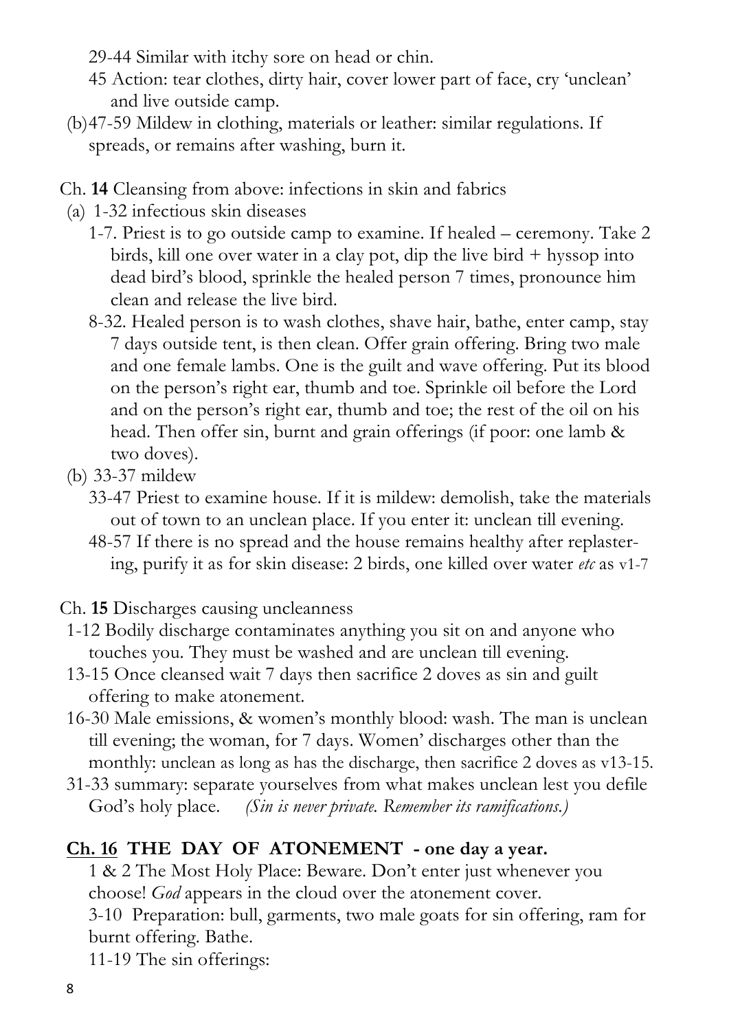29-44 Similar with itchy sore on head or chin.

45 Action: tear clothes, dirty hair, cover lower part of face, cry 'unclean' and live outside camp.

(b) 47-59 Mildew in clothing, materials or leather: similar regulations. If spreads, or remains after washing, burn it.

Ch. **14** Cleansing from above: infections in skin and fabrics

(a) 1-32 infectious skin diseases

1-7. Priest is to go outside camp to examine. If healed – ceremony. Take 2 birds, kill one over water in a clay pot, dip the live bird + hyssop into dead bird's blood, sprinkle the healed person 7 times, pronounce him clean and release the live bird.

8-32. Healed person is to wash clothes, shave hair, bathe, enter camp, stay 7 days outside tent, is then clean. Offer grain offering. Bring two male and one female lambs. One is the guilt and wave offering. Put its blood on the person's right ear, thumb and toe. Sprinkle oil before the Lord and on the person's right ear, thumb and toe; the rest of the oil on his head. Then offer sin, burnt and grain offerings (if poor: one lamb & two doves).

(b) 33-37 mildew

33-47 Priest to examine house. If it is mildew: demolish, take the materials out of town to an unclean place. If you enter it: unclean till evening.

48-57 If there is no spread and the house remains healthy after replastering, purify it as for skin disease: 2 birds, one killed over water *etc* as v1-7

Ch. **15** Discharges causing uncleanness

1-12 Bodily discharge contaminates anything you sit on and anyone who touches you. They must be washed and are unclean till evening.

13-15 Once cleansed wait 7 days then sacrifice 2 doves as sin and guilt offering to make atonement.

16-30 Male emissions, & women's monthly blood: wash. The man is unclean till evening; the woman, for 7 days. Women' discharges other than the monthly: unclean as long as has the discharge, then sacrifice 2 doves as v13-15.

31-33 summary: separate yourselves from what makes unclean lest you defile God's holy place. *(Sin is never private. Remember its ramifications.)*

## **Ch. 16 THE DAY OF ATONEMENT - one day a year.**

1 & 2 The Most Holy Place: Beware. Don't enter just whenever you choose! *God* appears in the cloud over the atonement cover.

3-10 Preparation: bull, garments, two male goats for sin offering, ram for burnt offering. Bathe.

11-19 The sin offerings: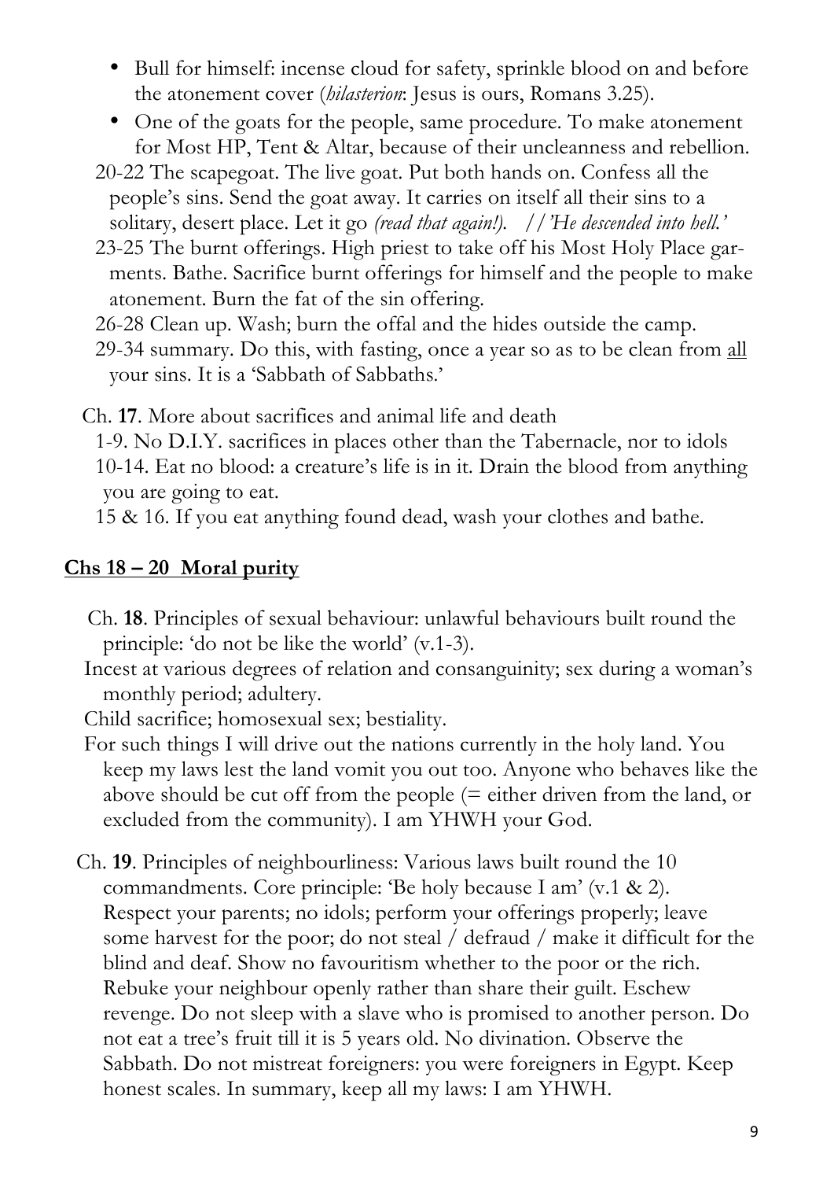- Bull for himself: incense cloud for safety, sprinkle blood on and before the atonement cover (*hilasterion*: Jesus is ours, Romans 3.25).
- One of the goats for the people, same procedure. To make atonement for Most HP, Tent & Altar, because of their uncleanness and rebellion.

20-22 The scapegoat. The live goat. Put both hands on. Confess all the people's sins. Send the goat away. It carries on itself all their sins to a solitary, desert place. Let it go *(read that again!)*. *//'He descended into hell.'*

23-25 The burnt offerings. High priest to take off his Most Holy Place garments. Bathe. Sacrifice burnt offerings for himself and the people to make atonement. Burn the fat of the sin offering.

26-28 Clean up. Wash; burn the offal and the hides outside the camp.

29-34 summary. Do this, with fasting, once a year so as to be clean from <u>all</u> your sins. It is a 'Sabbath of Sabbaths.'

Ch. **17**. More about sacrifices and animal life and death

1-9. No D.I.Y. sacrifices in places other than the Tabernacle, nor to idols

10-14. Eat no blood: a creature's life is in it. Drain the blood from anything you are going to eat.

15 & 16. If you eat anything found dead, wash your clothes and bathe.

## **<u>Chs 18 – 20 Moral purity</u>**

Ch. **18**. Principles of sexual behaviour: unlawful behaviours built round the principle: 'do not be like the world' (v.1-3).

Incest at various degrees of relation and consanguinity; sex during a woman's monthly period; adultery.

Child sacrifice; homosexual sex; bestiality.

For such things I will drive out the nations currently in the holy land. You keep my laws lest the land vomit you out too. Anyone who behaves like the above should be cut off from the people (= either driven from the land, or excluded from the community). I am YHWH your God.

Ch. **19**. Principles of neighbourliness: Various laws built round the 10 commandments. Core principle: 'Be holy because I am' (v.1 & 2). Respect your parents; no idols; perform your offerings properly; leave some harvest for the poor; do not steal / defraud / make it difficult for the blind and deaf. Show no favouritism whether to the poor or the rich. Rebuke your neighbour openly rather than share their guilt. Eschew revenge. Do not sleep with a slave who is promised to another person. Do not eat a tree's fruit till it is 5 years old. No divination. Observe the Sabbath. Do not mistreat foreigners: you were foreigners in Egypt. Keep honest scales. In summary, keep all my laws: I am YHWH.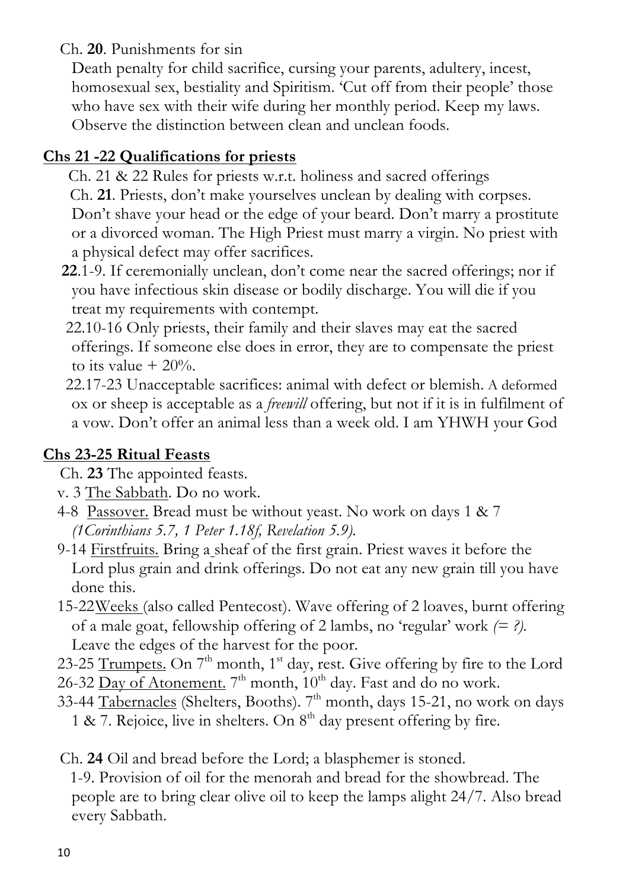Ch. **20**. Punishments for sin

Death penalty for child sacrifice, cursing your parents, adultery, incest, homosexual sex, bestiality and Spiritism. 'Cut off from their people' those who have sex with their wife during her monthly period. Keep my laws. Observe the distinction between clean and unclean foods.

## Chs 21 -22 Qualifications for priests

Ch. 21 & 22 Rules for priests w.r.t. holiness and sacred offerings

Ch. **21**. Priests, don't make yourselves unclean by dealing with corpses. Don't shave your head or the edge of your beard. Don't marry a prostitute or a divorced woman. The High Priest must marry a virgin. No priest with a physical defect may offer sacrifices.

**22**.1-9. If ceremonially unclean, don't come near the sacred offerings; nor if you have infectious skin disease or bodily discharge. You will die if you treat my requirements with contempt.

22.10-16 Only priests, their family and their slaves may eat the sacred offerings. If someone else does in error, they are to compensate the priest to its value + 20%.

22.17-23 Unacceptable sacrifices: animal with defect or blemish. A deformed ox or sheep is acceptable as a *freewill* offering, but not if it is in fulfilment of a vow. Don't offer an animal less than a week old. I am YHWH your God

## Chs 23-25 Ritual Feasts

Ch. **23** The appointed feasts.

v. 3 The Sabbath. Do no work.

4-8 Passover. Bread must be without yeast. No work on days 1 & 7 *(1Corinthians 5.7, 1 Peter 1.18f, Revelation 5.9).*

9-14 Firstfruits. Bring a sheaf of the first grain. Priest waves it before the Lord plus grain and drink offerings. Do not eat any new grain till you have done this.

15-22Weeks (also called Pentecost). Wave offering of 2 loaves, burnt offering of a male goat, fellowship offering of 2 lambs, no 'regular' work *(= ?).* Leave the edges of the harvest for the poor.

23-25 Trumpets. On 7th month, 1st day, rest. Give offering by fire to the Lord

26-32 Day of Atonement. 7th month, 10th day. Fast and do no work.

33-44 Tabernacles (Shelters, Booths). 7th month, days 15-21, no work on days 1 & 7. Rejoice, live in shelters. On 8th day present offering by fire.

Ch. **24** Oil and bread before the Lord; a blasphemer is stoned.

1-9. Provision of oil for the menorah and bread for the showbread. The people are to bring clear olive oil to keep the lamps alight 24/7. Also bread every Sabbath.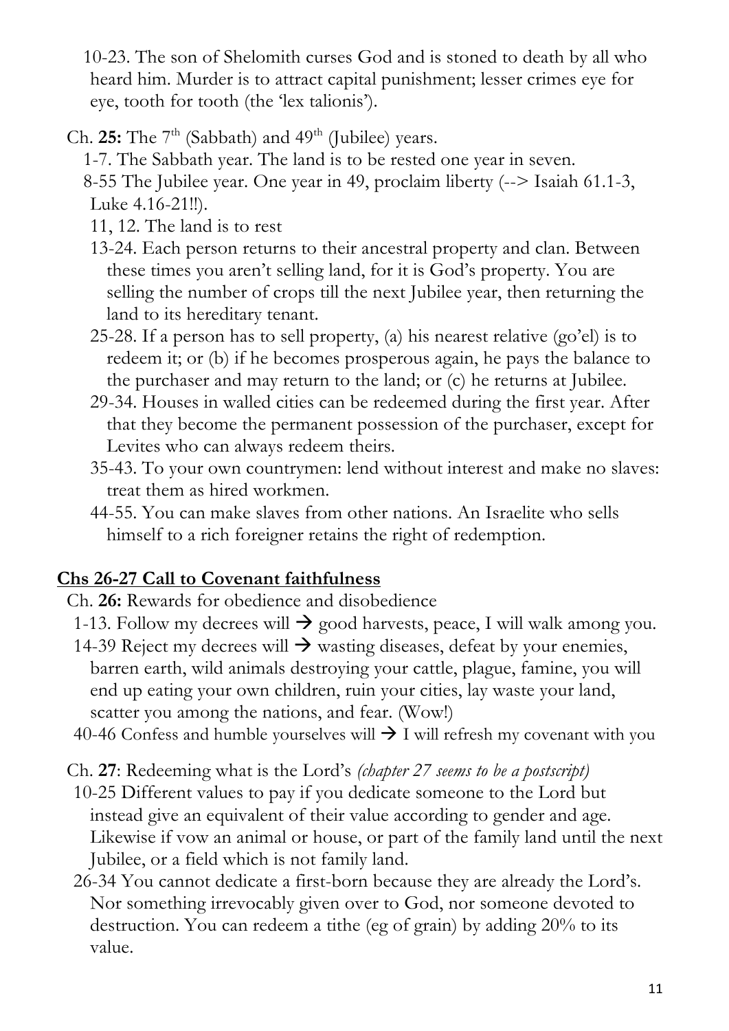10-23. The son of Shelomith curses God and is stoned to death by all who heard him. Murder is to attract capital punishment; lesser crimes eye for eye, tooth for tooth (the 'lex talionis').

Ch. **25:** The 7th (Sabbath) and 49th (Jubilee) years.

1-7. The Sabbath year. The land is to be rested one year in seven.

8-55 The Jubilee year. One year in 49, proclaim liberty (--> Isaiah 61.1-3, Luke 4.16-21!!).

11, 12. The land is to rest

13-24. Each person returns to their ancestral property and clan. Between these times you aren't selling land, for it is God's property. You are selling the number of crops till the next Jubilee year, then returning the land to its hereditary tenant.

25-28. If a person has to sell property, (a) his nearest relative (go'el) is to redeem it; or (b) if he becomes prosperous again, he pays the balance to the purchaser and may return to the land; or (c) he returns at Jubilee.

29-34. Houses in walled cities can be redeemed during the first year. After that they become the permanent possession of the purchaser, except for Levites who can always redeem theirs.

35-43. To your own countrymen: lend without interest and make no slaves: treat them as hired workmen.

44-55. You can make slaves from other nations. An Israelite who sells himself to a rich foreigner retains the right of redemption.

## Chs 26-27 Call to Covenant faithfulness

Ch. **26:** Rewards for obedience and disobedience

1-13. Follow my decrees will → good harvests, peace, I will walk among you.

14-39 Reject my decrees will → wasting diseases, defeat by your enemies, barren earth, wild animals destroying your cattle, plague, famine, you will end up eating your own children, ruin your cities, lay waste your land, scatter you among the nations, and fear. (Wow!)

40-46 Confess and humble yourselves will → I will refresh my covenant with you

Ch. **27**: Redeeming what is the Lord's *(chapter 27 seems to be a postscript)*

10-25 Different values to pay if you dedicate someone to the Lord but instead give an equivalent of their value according to gender and age. Likewise if vow an animal or house, or part of the family land until the next Jubilee, or a field which is not family land.

26-34 You cannot dedicate a first-born because they are already the Lord's. Nor something irrevocably given over to God, nor someone devoted to destruction. You can redeem a tithe (eg of grain) by adding 20% to its value.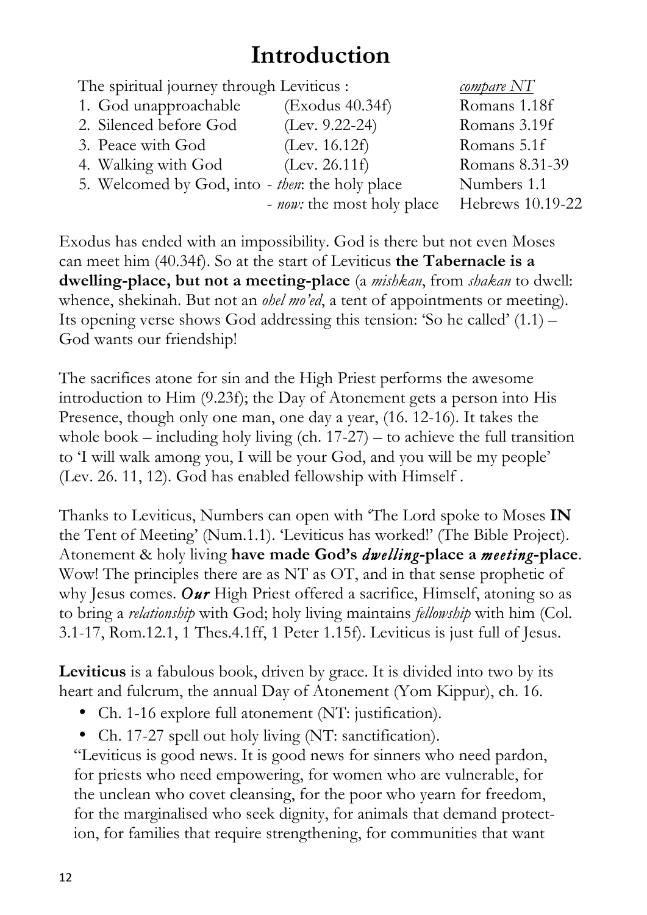# Introduction

| The spiritual journey through Leviticus : | | *compare NT* |
|---|---|---|
| 1. God unapproachable | (Exodus 40.34f) | Romans 1.18f |
| 2. Silenced before God | (Lev. 9.22-24) | Romans 3.19f |
| 3. Peace with God | (Lev. 16.12f) | Romans 5.1f |
| 4. Walking with God | (Lev. 26.11f) | Romans 8.31-39 |
| 5. Welcomed by God, into | - *then*: the holy place | Numbers 1.1 |
| | - *now:* the most holy place | Hebrews 10.19-22 |

Exodus has ended with an impossibility. God is there but not even Moses can meet him (40.34f). So at the start of Leviticus **the Tabernacle is a dwelling-place, but not a meeting-place** (a *mishkan*, from *shakan* to dwell: whence, shekinah. But not an *ohel mo'ed*, a tent of appointments or meeting). Its opening verse shows God addressing this tension: 'So he called' (1.1) – God wants our friendship!

The sacrifices atone for sin and the High Priest performs the awesome introduction to Him (9.23f); the Day of Atonement gets a person into His Presence, though only one man, one day a year, (16. 12-16). It takes the whole book – including holy living (ch. 17-27) – to achieve the full transition to 'I will walk among you, I will be your God, and you will be my people' (Lev. 26. 11, 12). God has enabled fellowship with Himself .

Thanks to Leviticus, Numbers can open with 'The Lord spoke to Moses **IN** the Tent of Meeting' (Num.1.1). 'Leviticus has worked!' (The Bible Project). Atonement & holy living **have made God's *dwelling*-place a *meeting*-place**. Wow! The principles there are as NT as OT, and in that sense prophetic of why Jesus comes. ***Our*** High Priest offered a sacrifice, Himself, atoning so as to bring a *relationship* with God; holy living maintains *fellowship* with him (Col. 3.1-17, Rom.12.1, 1 Thes.4.1ff, 1 Peter 1.15f). Leviticus is just full of Jesus.

**Leviticus** is a fabulous book, driven by grace. It is divided into two by its heart and fulcrum, the annual Day of Atonement (Yom Kippur), ch. 16.

- Ch. 1-16 explore full atonement (NT: justification).
- Ch. 17-27 spell out holy living (NT: sanctification).

"Leviticus is good news. It is good news for sinners who need pardon, for priests who need empowering, for women who are vulnerable, for the unclean who covet cleansing, for the poor who yearn for freedom, for the marginalised who seek dignity, for animals that demand protection, for families that require strengthening, for communities that want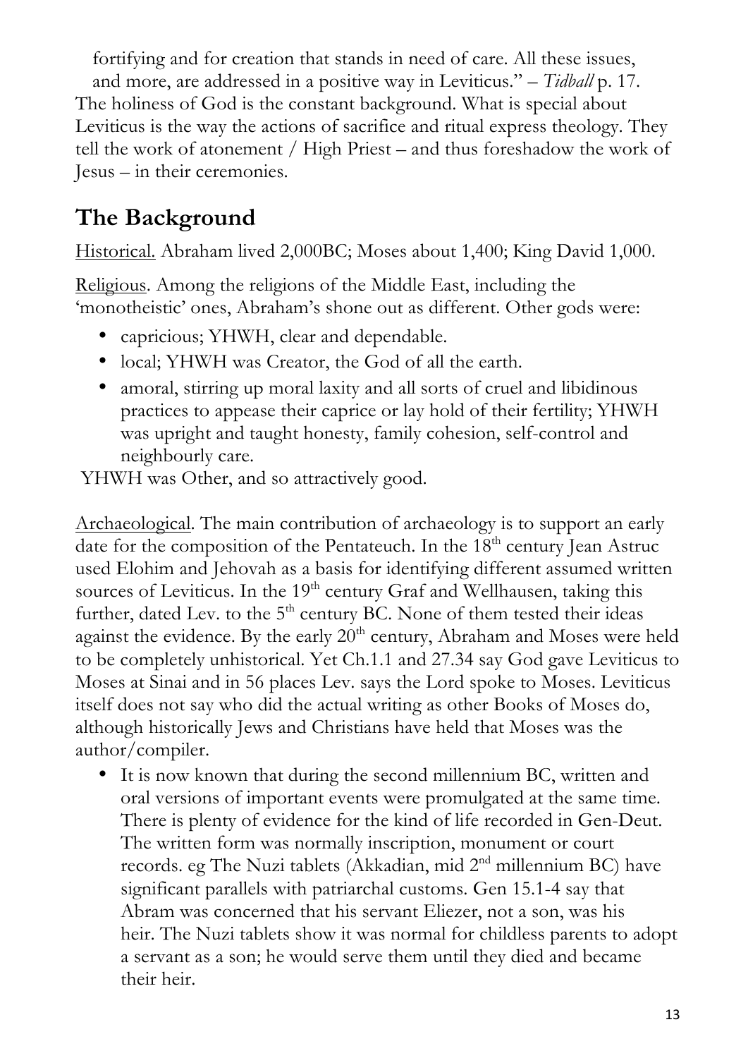fortifying and for creation that stands in need of care. All these issues, and more, are addressed in a positive way in Leviticus." – *Tidball* p. 17. The holiness of God is the constant background. What is special about Leviticus is the way the actions of sacrifice and ritual express theology. They tell the work of atonement / High Priest – and thus foreshadow the work of Jesus – in their ceremonies.

## The Background

Historical. Abraham lived 2,000BC; Moses about 1,400; King David 1,000.

Religious. Among the religions of the Middle East, including the 'monotheistic' ones, Abraham's shone out as different. Other gods were:

- capricious; YHWH, clear and dependable.
- local; YHWH was Creator, the God of all the earth.
- amoral, stirring up moral laxity and all sorts of cruel and libidinous practices to appease their caprice or lay hold of their fertility; YHWH was upright and taught honesty, family cohesion, self-control and neighbourly care.

YHWH was Other, and so attractively good.

Archaeological. The main contribution of archaeology is to support an early date for the composition of the Pentateuch. In the 18th century Jean Astruc used Elohim and Jehovah as a basis for identifying different assumed written sources of Leviticus. In the 19th century Graf and Wellhausen, taking this further, dated Lev. to the 5th century BC. None of them tested their ideas against the evidence. By the early 20th century, Abraham and Moses were held to be completely unhistorical. Yet Ch.1.1 and 27.34 say God gave Leviticus to Moses at Sinai and in 56 places Lev. says the Lord spoke to Moses. Leviticus itself does not say who did the actual writing as other Books of Moses do, although historically Jews and Christians have held that Moses was the author/compiler.

- It is now known that during the second millennium BC, written and oral versions of important events were promulgated at the same time. There is plenty of evidence for the kind of life recorded in Gen-Deut. The written form was normally inscription, monument or court records. eg The Nuzi tablets (Akkadian, mid 2nd millennium BC) have significant parallels with patriarchal customs. Gen 15.1-4 say that Abram was concerned that his servant Eliezer, not a son, was his heir. The Nuzi tablets show it was normal for childless parents to adopt a servant as a son; he would serve them until they died and became their heir.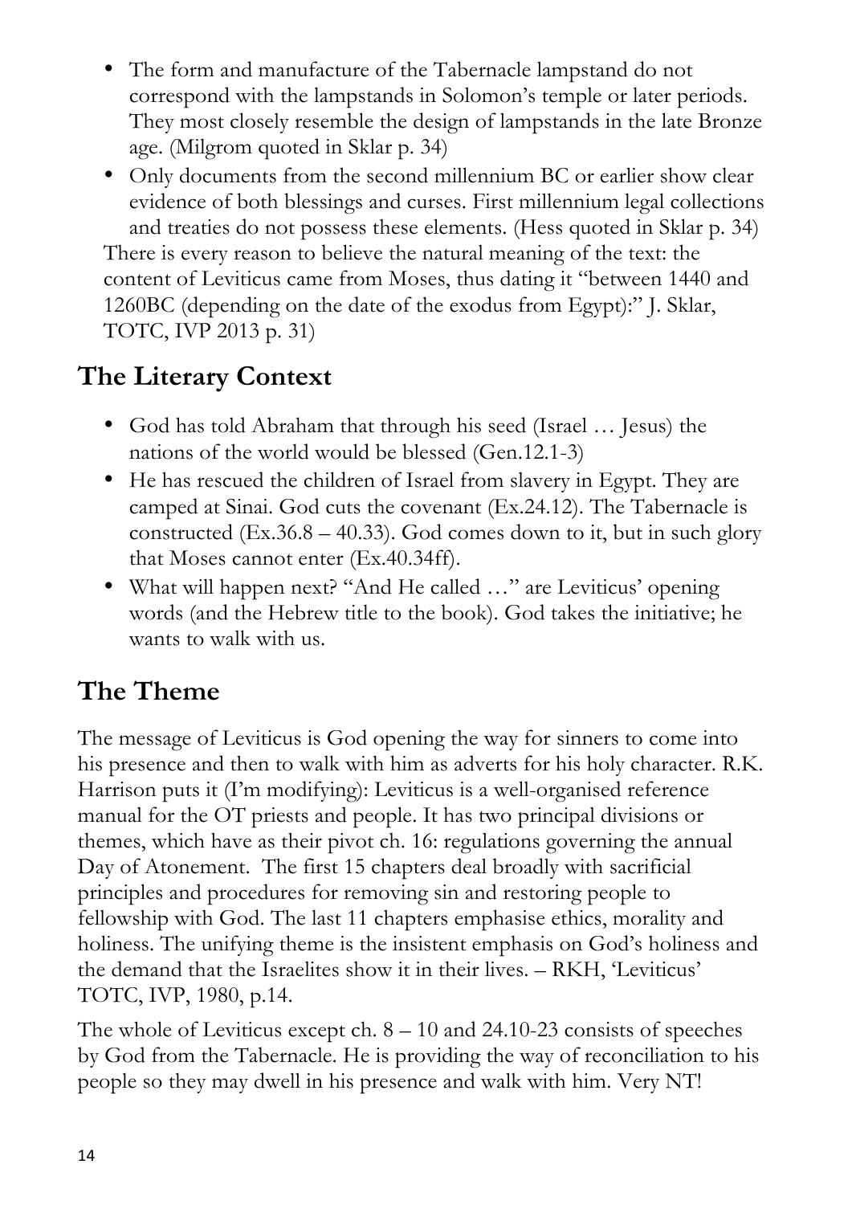- The form and manufacture of the Tabernacle lampstand do not correspond with the lampstands in Solomon's temple or later periods. They most closely resemble the design of lampstands in the late Bronze age. (Milgrom quoted in Sklar p. 34)
- Only documents from the second millennium BC or earlier show clear evidence of both blessings and curses. First millennium legal collections and treaties do not possess these elements. (Hess quoted in Sklar p. 34)

There is every reason to believe the natural meaning of the text: the content of Leviticus came from Moses, thus dating it "between 1440 and 1260BC (depending on the date of the exodus from Egypt):" J. Sklar, TOTC, IVP 2013 p. 31)

## The Literary Context

- God has told Abraham that through his seed (Israel … Jesus) the nations of the world would be blessed (Gen.12.1-3)
- He has rescued the children of Israel from slavery in Egypt. They are camped at Sinai. God cuts the covenant (Ex.24.12). The Tabernacle is constructed (Ex.36.8 – 40.33). God comes down to it, but in such glory that Moses cannot enter (Ex.40.34ff).
- What will happen next? "And He called …" are Leviticus' opening words (and the Hebrew title to the book). God takes the initiative; he wants to walk with us.

## The Theme

The message of Leviticus is God opening the way for sinners to come into his presence and then to walk with him as adverts for his holy character. R.K. Harrison puts it (I'm modifying): Leviticus is a well-organised reference manual for the OT priests and people. It has two principal divisions or themes, which have as their pivot ch. 16: regulations governing the annual Day of Atonement. The first 15 chapters deal broadly with sacrificial principles and procedures for removing sin and restoring people to fellowship with God. The last 11 chapters emphasise ethics, morality and holiness. The unifying theme is the insistent emphasis on God's holiness and the demand that the Israelites show it in their lives. – RKH, 'Leviticus' TOTC, IVP, 1980, p.14.

The whole of Leviticus except ch. 8 – 10 and 24.10-23 consists of speeches by God from the Tabernacle. He is providing the way of reconciliation to his people so they may dwell in his presence and walk with him. Very NT!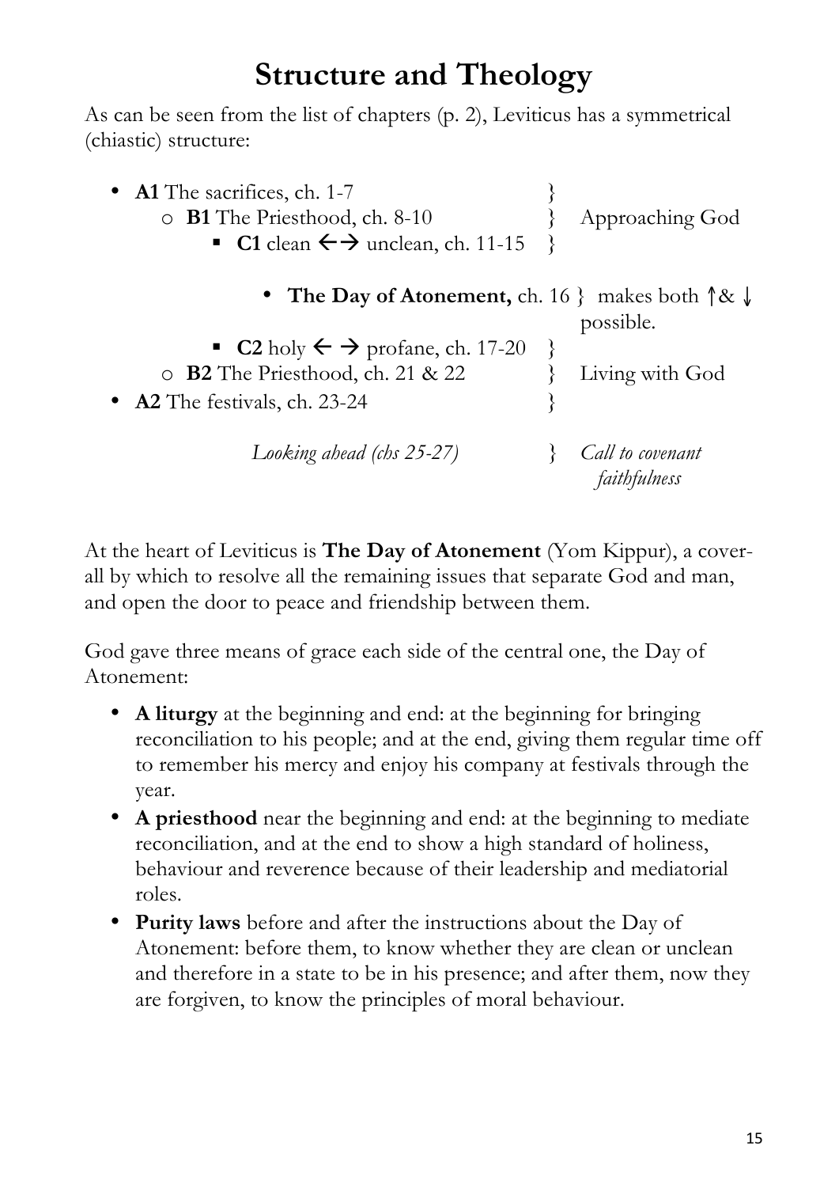# Structure and Theology

As can be seen from the list of chapters (p. 2), Leviticus has a symmetrical (chiastic) structure:

- **A1** The sacrifices, ch. 1-7 }
  - **B1** The Priesthood, ch. 8-10 } Approaching God
    - **C1** clean ←→ unclean, ch. 11-15 }

        - **The Day of Atonement,** ch. 16 } makes both ↑& ↓ possible.

    - **C2** holy ← → profane, ch. 17-20 }
  - **B2** The Priesthood, ch. 21 & 22 } Living with God
- **A2** The festivals, ch. 23-24 }

*Looking ahead (chs 25-27)* } *Call to covenant faithfulness*

At the heart of Leviticus is **The Day of Atonement** (Yom Kippur), a cover-all by which to resolve all the remaining issues that separate God and man, and open the door to peace and friendship between them.

God gave three means of grace each side of the central one, the Day of Atonement:

- **A liturgy** at the beginning and end: at the beginning for bringing reconciliation to his people; and at the end, giving them regular time off to remember his mercy and enjoy his company at festivals through the year.
- **A priesthood** near the beginning and end: at the beginning to mediate reconciliation, and at the end to show a high standard of holiness, behaviour and reverence because of their leadership and mediatorial roles.
- **Purity laws** before and after the instructions about the Day of Atonement: before them, to know whether they are clean or unclean and therefore in a state to be in his presence; and after them, now they are forgiven, to know the principles of moral behaviour.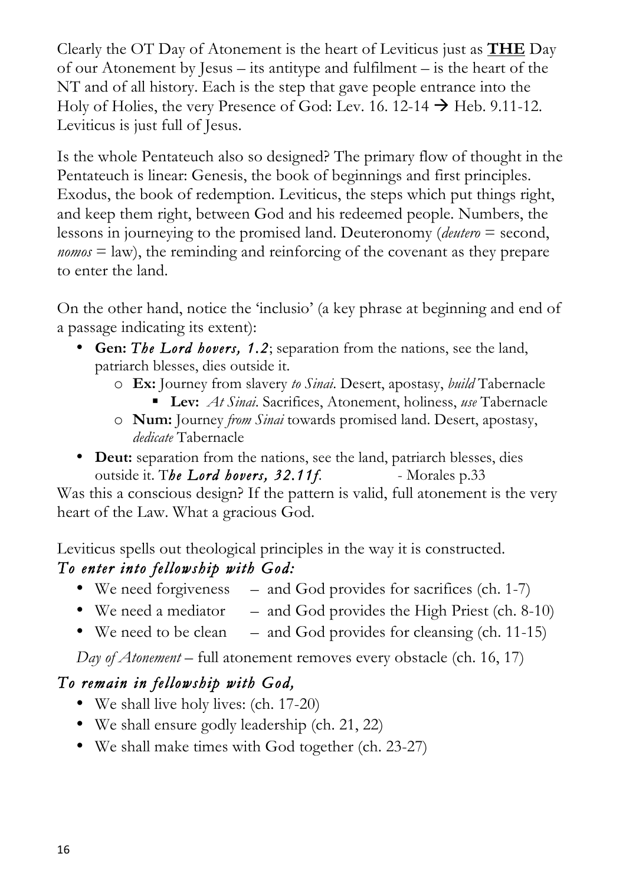Clearly the OT Day of Atonement is the heart of Leviticus just as **<u>THE</u>** Day of our Atonement by Jesus – its antitype and fulfilment – is the heart of the NT and of all history. Each is the step that gave people entrance into the Holy of Holies, the very Presence of God: Lev. 16. 12-14 → Heb. 9.11-12. Leviticus is just full of Jesus.

Is the whole Pentateuch also so designed? The primary flow of thought in the Pentateuch is linear: Genesis, the book of beginnings and first principles. Exodus, the book of redemption. Leviticus, the steps which put things right, and keep them right, between God and his redeemed people. Numbers, the lessons in journeying to the promised land. Deuteronomy (*deutero* = second, *nomos* = law), the reminding and reinforcing of the covenant as they prepare to enter the land.

On the other hand, notice the 'inclusio' (a key phrase at beginning and end of a passage indicating its extent):

- **Gen:** ***The Lord hovers, 1.2***; separation from the nations, see the land, patriarch blesses, dies outside it.
  - **Ex:** Journey from slavery *to Sinai*. Desert, apostasy, *build* Tabernacle
    - **Lev:** *At Sinai*. Sacrifices, Atonement, holiness, *use* Tabernacle
  - **Num:** Journey *from Sinai* towards promised land. Desert, apostasy, *dedicate* Tabernacle
- **Deut:** separation from the nations, see the land, patriarch blesses, dies outside it. ***The Lord hovers, 32.11f.*** - Morales p.33

Was this a conscious design? If the pattern is valid, full atonement is the very heart of the Law. What a gracious God.

Leviticus spells out theological principles in the way it is constructed.

### *To enter into fellowship with God:*

- We need forgiveness – and God provides for sacrifices (ch. 1-7)
- We need a mediator – and God provides the High Priest (ch. 8-10)
- We need to be clean – and God provides for cleansing (ch. 11-15)

*Day of Atonement* – full atonement removes every obstacle (ch. 16, 17)

### *To remain in fellowship with God,*

- We shall live holy lives: (ch. 17-20)
- We shall ensure godly leadership (ch. 21, 22)
- We shall make times with God together (ch. 23-27)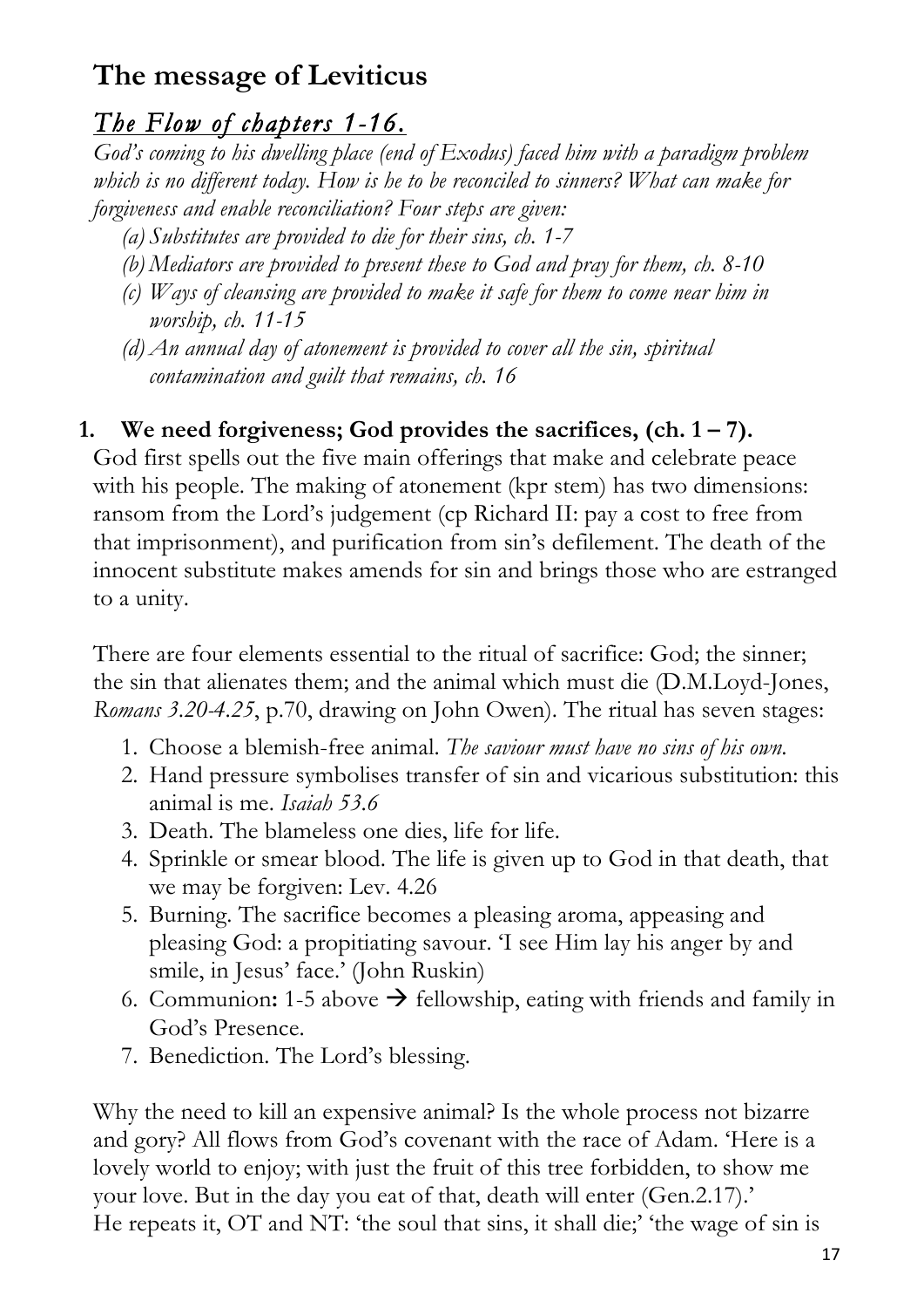## The message of Leviticus

### *The Flow of chapters 1-16.*

*God's coming to his dwelling place (end of Exodus) faced him with a paradigm problem which is no different today. How is he to be reconciled to sinners? What can make for forgiveness and enable reconciliation? Four steps are given:*

- *(a) Substitutes are provided to die for their sins, ch. 1-7*
- *(b) Mediators are provided to present these to God and pray for them, ch. 8-10*
- *(c) Ways of cleansing are provided to make it safe for them to come near him in worship, ch. 11-15*
- *(d) An annual day of atonement is provided to cover all the sin, spiritual contamination and guilt that remains, ch. 16*

**1. We need forgiveness; God provides the sacrifices, (ch. 1 – 7).**

God first spells out the five main offerings that make and celebrate peace with his people. The making of atonement (kpr stem) has two dimensions: ransom from the Lord's judgement (cp Richard II: pay a cost to free from that imprisonment), and purification from sin's defilement. The death of the innocent substitute makes amends for sin and brings those who are estranged to a unity.

There are four elements essential to the ritual of sacrifice: God; the sinner; the sin that alienates them; and the animal which must die (D.M.Loyd-Jones, *Romans 3.20-4.25*, p.70, drawing on John Owen). The ritual has seven stages:

1. Choose a blemish-free animal. *The saviour must have no sins of his own.*
2. Hand pressure symbolises transfer of sin and vicarious substitution: this animal is me. *Isaiah 53.6*
3. Death. The blameless one dies, life for life.
4. Sprinkle or smear blood. The life is given up to God in that death, that we may be forgiven: Lev. 4.26
5. Burning. The sacrifice becomes a pleasing aroma, appeasing and pleasing God: a propitiating savour. 'I see Him lay his anger by and smile, in Jesus' face.' (John Ruskin)
6. Communion**:** 1-5 above → fellowship, eating with friends and family in God's Presence.
7. Benediction. The Lord's blessing.

Why the need to kill an expensive animal? Is the whole process not bizarre and gory? All flows from God's covenant with the race of Adam. 'Here is a lovely world to enjoy; with just the fruit of this tree forbidden, to show me your love. But in the day you eat of that, death will enter (Gen.2.17).' He repeats it, OT and NT: 'the soul that sins, it shall die;' 'the wage of sin is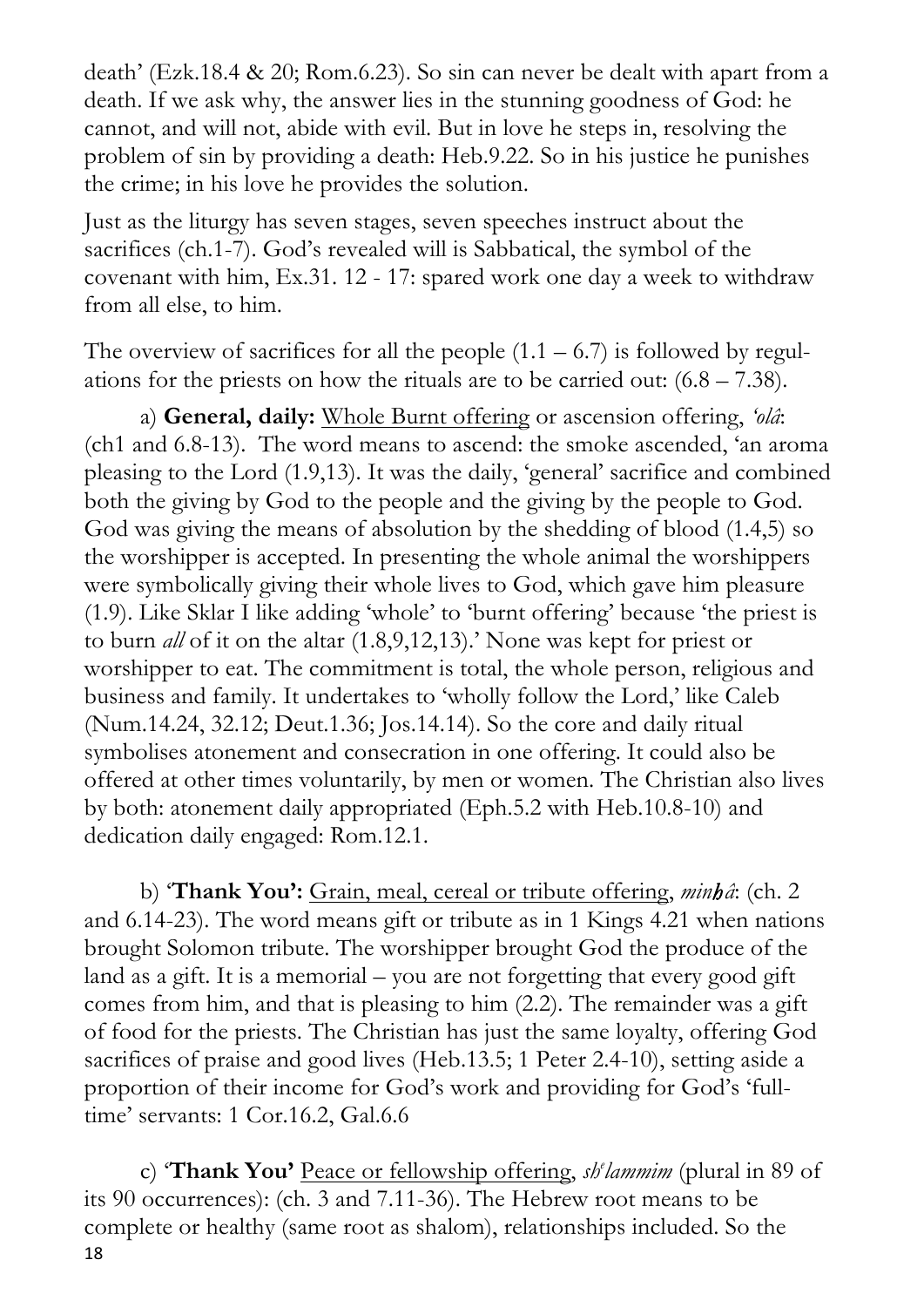death' (Ezk.18.4 & 20; Rom.6.23). So sin can never be dealt with apart from a death. If we ask why, the answer lies in the stunning goodness of God: he cannot, and will not, abide with evil. But in love he steps in, resolving the problem of sin by providing a death: Heb.9.22. So in his justice he punishes the crime; in his love he provides the solution.

Just as the liturgy has seven stages, seven speeches instruct about the sacrifices (ch.1-7). God's revealed will is Sabbatical, the symbol of the covenant with him, Ex.31. 12 - 17: spared work one day a week to withdraw from all else, to him.

The overview of sacrifices for all the people (1.1 – 6.7) is followed by regulations for the priests on how the rituals are to be carried out: (6.8 – 7.38).

a) **General, daily:** Whole Burnt offering or ascension offering, *'olâ*: (ch1 and 6.8-13). The word means to ascend: the smoke ascended, 'an aroma pleasing to the Lord (1.9,13). It was the daily, 'general' sacrifice and combined both the giving by God to the people and the giving by the people to God. God was giving the means of absolution by the shedding of blood (1.4,5) so the worshipper is accepted. In presenting the whole animal the worshippers were symbolically giving their whole lives to God, which gave him pleasure (1.9). Like Sklar I like adding 'whole' to 'burnt offering' because 'the priest is to burn *all* of it on the altar (1.8,9,12,13).' None was kept for priest or worshipper to eat. The commitment is total, the whole person, religious and business and family. It undertakes to 'wholly follow the Lord,' like Caleb (Num.14.24, 32.12; Deut.1.36; Jos.14.14). So the core and daily ritual symbolises atonement and consecration in one offering. It could also be offered at other times voluntarily, by men or women. The Christian also lives by both: atonement daily appropriated (Eph.5.2 with Heb.10.8-10) and dedication daily engaged: Rom.12.1.

b) **'Thank You':** Grain, meal, cereal or tribute offering, *minḥâ*: (ch. 2 and 6.14-23). The word means gift or tribute as in 1 Kings 4.21 when nations brought Solomon tribute. The worshipper brought God the produce of the land as a gift. It is a memorial – you are not forgetting that every good gift comes from him, and that is pleasing to him (2.2). The remainder was a gift of food for the priests. The Christian has just the same loyalty, offering God sacrifices of praise and good lives (Heb.13.5; 1 Peter 2.4-10), setting aside a proportion of their income for God's work and providing for God's 'full-time' servants: 1 Cor.16.2, Gal.6.6

c) **'Thank You'** Peace or fellowship offering, *shᵉlammim* (plural in 89 of its 90 occurrences): (ch. 3 and 7.11-36). The Hebrew root means to be complete or healthy (same root as shalom), relationships included. So the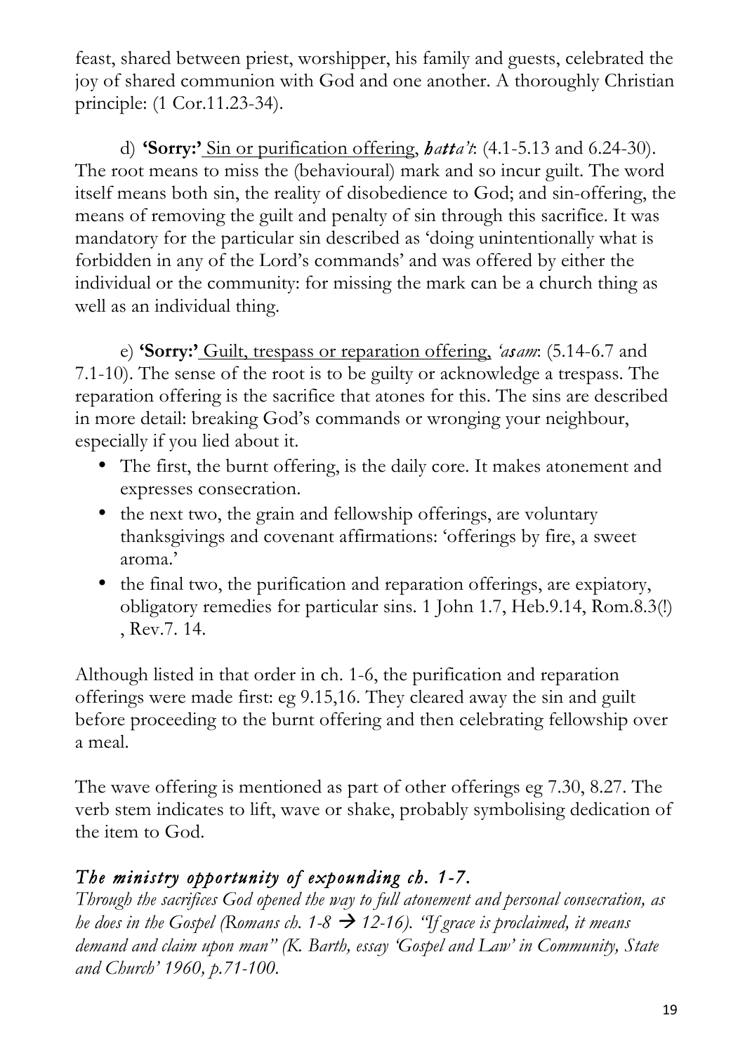feast, shared between priest, worshipper, his family and guests, celebrated the joy of shared communion with God and one another. A thoroughly Christian principle: (1 Cor.11.23-34).

d) **'Sorry:'** Sin or purification offering, ***hatta't***: (4.1-5.13 and 6.24-30). The root means to miss the (behavioural) mark and so incur guilt. The word itself means both sin, the reality of disobedience to God; and sin-offering, the means of removing the guilt and penalty of sin through this sacrifice. It was mandatory for the particular sin described as 'doing unintentionally what is forbidden in any of the Lord's commands' and was offered by either the individual or the community: for missing the mark can be a church thing as well as an individual thing.

e) **'Sorry:'** Guilt, trespass or reparation offering, *'asam*: (5.14-6.7 and 7.1-10). The sense of the root is to be guilty or acknowledge a trespass. The reparation offering is the sacrifice that atones for this. The sins are described in more detail: breaking God's commands or wronging your neighbour, especially if you lied about it.

- The first, the burnt offering, is the daily core. It makes atonement and expresses consecration.
- the next two, the grain and fellowship offerings, are voluntary thanksgivings and covenant affirmations: 'offerings by fire, a sweet aroma.'
- the final two, the purification and reparation offerings, are expiatory, obligatory remedies for particular sins. 1 John 1.7, Heb.9.14, Rom.8.3(!) , Rev.7. 14.

Although listed in that order in ch. 1-6, the purification and reparation offerings were made first: eg 9.15,16. They cleared away the sin and guilt before proceeding to the burnt offering and then celebrating fellowship over a meal.

The wave offering is mentioned as part of other offerings eg 7.30, 8.27. The verb stem indicates to lift, wave or shake, probably symbolising dedication of the item to God.

### *The ministry opportunity of expounding ch. 1-7.*

*Through the sacrifices God opened the way to full atonement and personal consecration, as he does in the Gospel (Romans ch. 1-8 → 12-16). "If grace is proclaimed, it means demand and claim upon man" (K. Barth, essay 'Gospel and Law' in Community, State and Church' 1960, p.71-100.*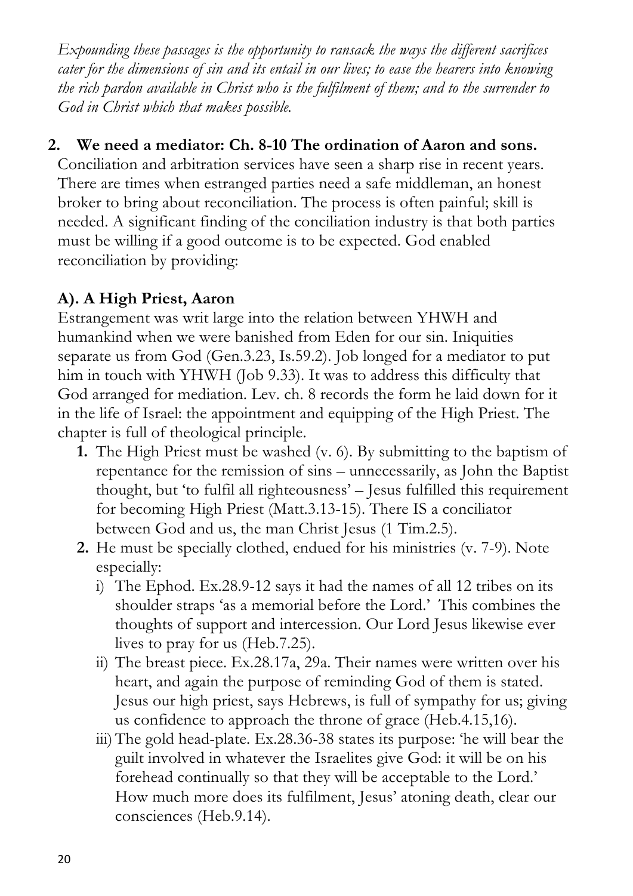*Expounding these passages is the opportunity to ransack the ways the different sacrifices cater for the dimensions of sin and its entail in our lives; to ease the hearers into knowing the rich pardon available in Christ who is the fulfilment of them; and to the surrender to God in Christ which that makes possible.*

**2. We need a mediator: Ch. 8-10 The ordination of Aaron and sons.**

Conciliation and arbitration services have seen a sharp rise in recent years. There are times when estranged parties need a safe middleman, an honest broker to bring about reconciliation. The process is often painful; skill is needed. A significant finding of the conciliation industry is that both parties must be willing if a good outcome is to be expected. God enabled reconciliation by providing:

**A). A High Priest, Aaron**

Estrangement was writ large into the relation between YHWH and humankind when we were banished from Eden for our sin. Iniquities separate us from God (Gen.3.23, Is.59.2). Job longed for a mediator to put him in touch with YHWH (Job 9.33). It was to address this difficulty that God arranged for mediation. Lev. ch. 8 records the form he laid down for it in the life of Israel: the appointment and equipping of the High Priest. The chapter is full of theological principle.

1. The High Priest must be washed (v. 6). By submitting to the baptism of repentance for the remission of sins – unnecessarily, as John the Baptist thought, but 'to fulfil all righteousness' – Jesus fulfilled this requirement for becoming High Priest (Matt.3.13-15). There IS a conciliator between God and us, the man Christ Jesus (1 Tim.2.5).
2. He must be specially clothed, endued for his ministries (v. 7-9). Note especially:
   i) The Ephod. Ex.28.9-12 says it had the names of all 12 tribes on its shoulder straps 'as a memorial before the Lord.' This combines the thoughts of support and intercession. Our Lord Jesus likewise ever lives to pray for us (Heb.7.25).
   ii) The breast piece. Ex.28.17a, 29a. Their names were written over his heart, and again the purpose of reminding God of them is stated. Jesus our high priest, says Hebrews, is full of sympathy for us; giving us confidence to approach the throne of grace (Heb.4.15,16).
   iii) The gold head-plate. Ex.28.36-38 states its purpose: 'he will bear the guilt involved in whatever the Israelites give God: it will be on his forehead continually so that they will be acceptable to the Lord.' How much more does its fulfilment, Jesus' atoning death, clear our consciences (Heb.9.14).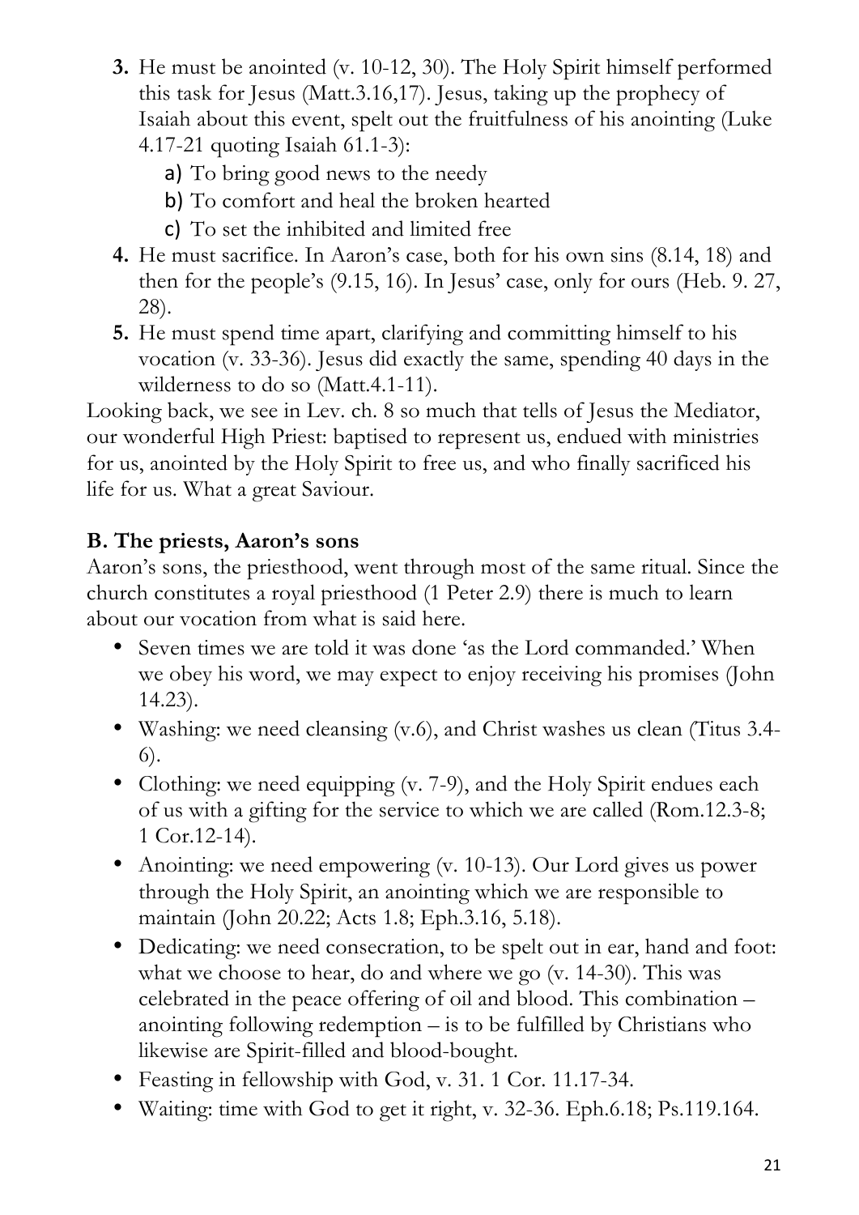3. He must be anointed (v. 10-12, 30). The Holy Spirit himself performed this task for Jesus (Matt.3.16,17). Jesus, taking up the prophecy of Isaiah about this event, spelt out the fruitfulness of his anointing (Luke 4.17-21 quoting Isaiah 61.1-3):
   a) To bring good news to the needy
   b) To comfort and heal the broken hearted
   c) To set the inhibited and limited free
4. He must sacrifice. In Aaron's case, both for his own sins (8.14, 18) and then for the people's (9.15, 16). In Jesus' case, only for ours (Heb. 9. 27, 28).
5. He must spend time apart, clarifying and committing himself to his vocation (v. 33-36). Jesus did exactly the same, spending 40 days in the wilderness to do so (Matt.4.1-11).

Looking back, we see in Lev. ch. 8 so much that tells of Jesus the Mediator, our wonderful High Priest: baptised to represent us, endued with ministries for us, anointed by the Holy Spirit to free us, and who finally sacrificed his life for us. What a great Saviour.

**B. The priests, Aaron's sons**

Aaron's sons, the priesthood, went through most of the same ritual. Since the church constitutes a royal priesthood (1 Peter 2.9) there is much to learn about our vocation from what is said here.

- Seven times we are told it was done 'as the Lord commanded.' When we obey his word, we may expect to enjoy receiving his promises (John 14.23).
- Washing: we need cleansing (v.6), and Christ washes us clean (Titus 3.4-6).
- Clothing: we need equipping (v. 7-9), and the Holy Spirit endues each of us with a gifting for the service to which we are called (Rom.12.3-8; 1 Cor.12-14).
- Anointing: we need empowering (v. 10-13). Our Lord gives us power through the Holy Spirit, an anointing which we are responsible to maintain (John 20.22; Acts 1.8; Eph.3.16, 5.18).
- Dedicating: we need consecration, to be spelt out in ear, hand and foot: what we choose to hear, do and where we go (v. 14-30). This was celebrated in the peace offering of oil and blood. This combination – anointing following redemption – is to be fulfilled by Christians who likewise are Spirit-filled and blood-bought.
- Feasting in fellowship with God, v. 31. 1 Cor. 11.17-34.
- Waiting: time with God to get it right, v. 32-36. Eph.6.18; Ps.119.164.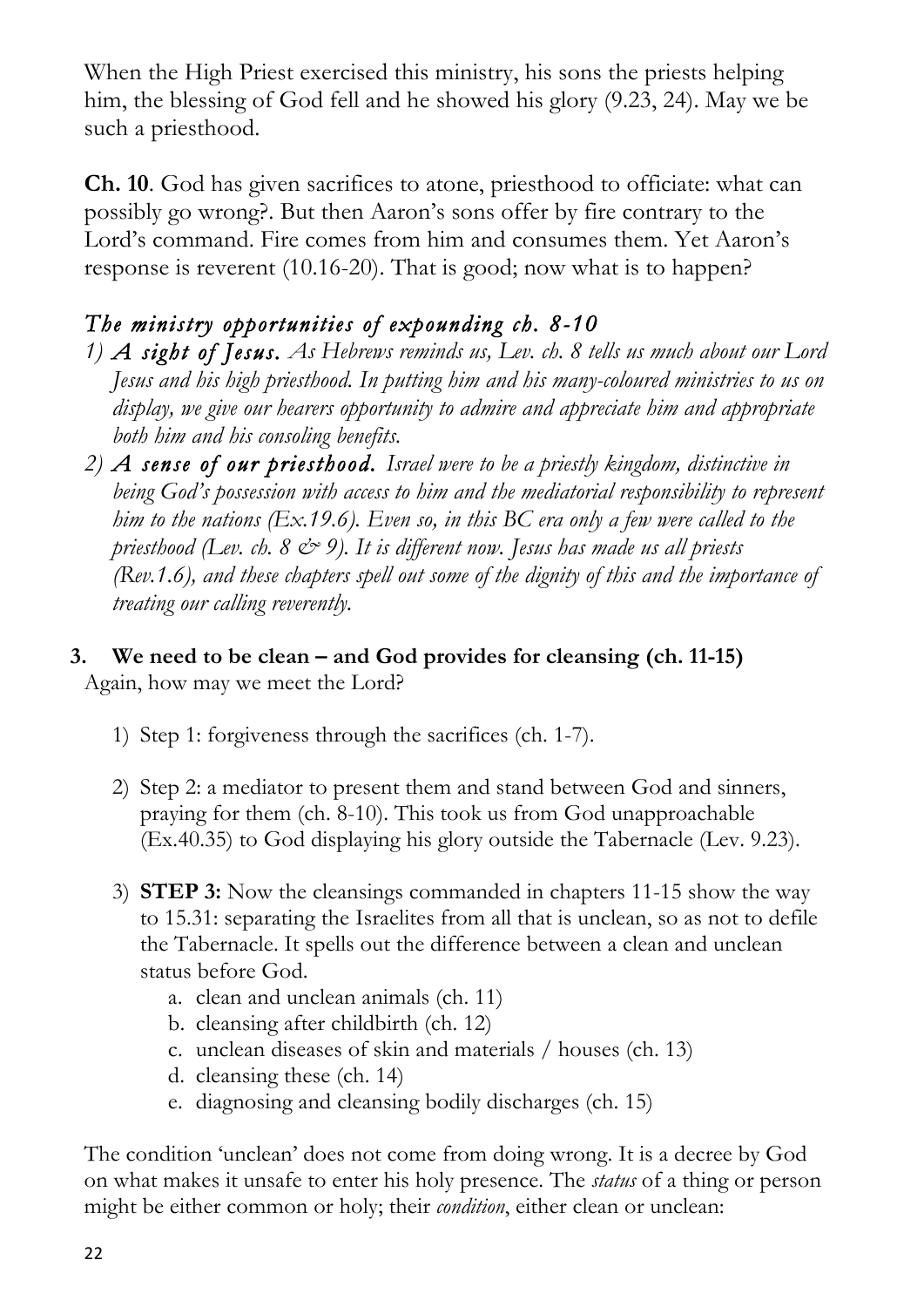When the High Priest exercised this ministry, his sons the priests helping him, the blessing of God fell and he showed his glory (9.23, 24). May we be such a priesthood.

**Ch. 10**. God has given sacrifices to atone, priesthood to officiate: what can possibly go wrong?. But then Aaron's sons offer by fire contrary to the Lord's command. Fire comes from him and consumes them. Yet Aaron's response is reverent (10.16-20). That is good; now what is to happen?

### *The ministry opportunities of expounding ch. 8-10*

1) ***A sight of Jesus.*** *As Hebrews reminds us, Lev. ch. 8 tells us much about our Lord Jesus and his high priesthood. In putting him and his many-coloured ministries to us on display, we give our hearers opportunity to admire and appreciate him and appropriate both him and his consoling benefits.*
2) ***A sense of our priesthood.*** *Israel were to be a priestly kingdom, distinctive in being God's possession with access to him and the mediatorial responsibility to represent him to the nations (Ex.19.6). Even so, in this BC era only a few were called to the priesthood (Lev. ch. 8 & 9). It is different now. Jesus has made us all priests (Rev.1.6), and these chapters spell out some of the dignity of this and the importance of treating our calling reverently.*

**3. We need to be clean – and God provides for cleansing (ch. 11-15)**

Again, how may we meet the Lord?

1) Step 1: forgiveness through the sacrifices (ch. 1-7).
2) Step 2: a mediator to present them and stand between God and sinners, praying for them (ch. 8-10). This took us from God unapproachable (Ex.40.35) to God displaying his glory outside the Tabernacle (Lev. 9.23).
3) **STEP 3:** Now the cleansings commanded in chapters 11-15 show the way to 15.31: separating the Israelites from all that is unclean, so as not to defile the Tabernacle. It spells out the difference between a clean and unclean status before God.
   a. clean and unclean animals (ch. 11)
   b. cleansing after childbirth (ch. 12)
   c. unclean diseases of skin and materials / houses (ch. 13)
   d. cleansing these (ch. 14)
   e. diagnosing and cleansing bodily discharges (ch. 15)

The condition 'unclean' does not come from doing wrong. It is a decree by God on what makes it unsafe to enter his holy presence. The *status* of a thing or person might be either common or holy; their *condition*, either clean or unclean: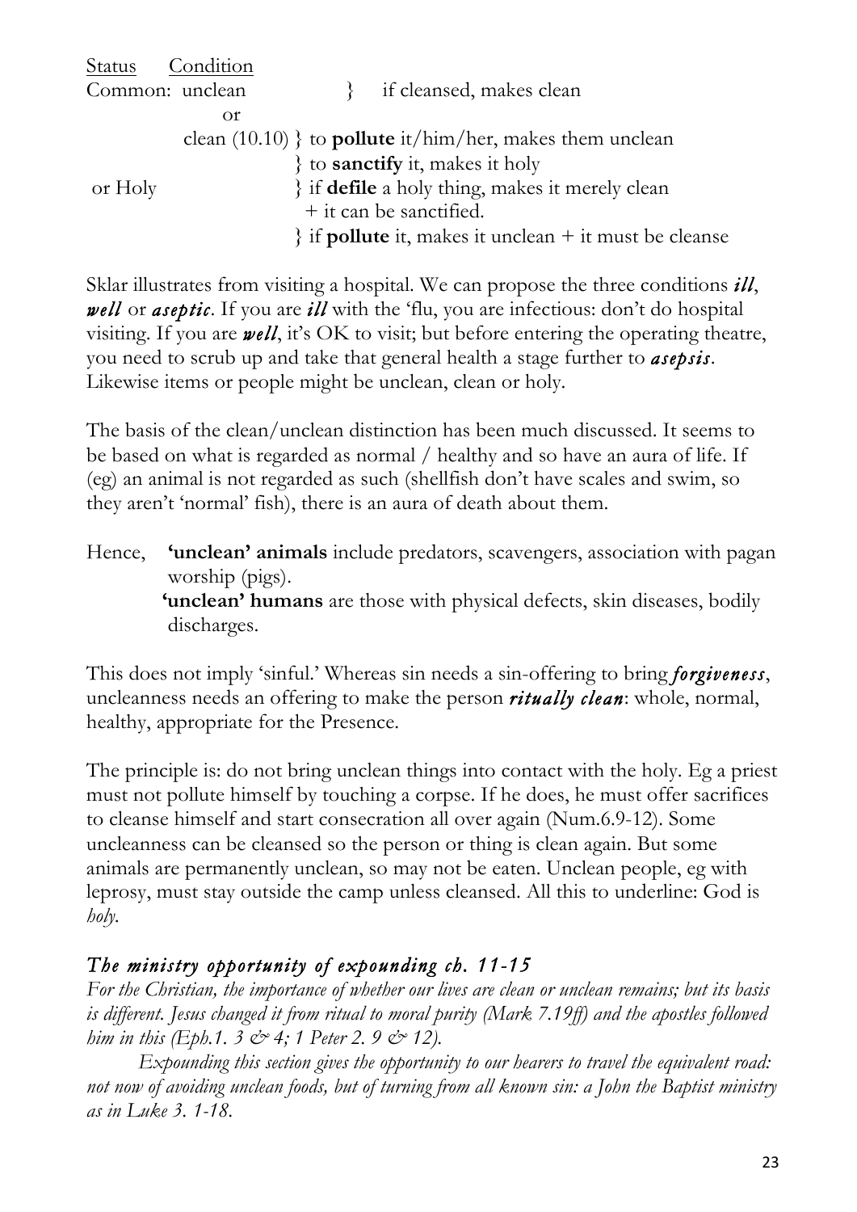<u>Status</u> <u>Condition</u>

```
Status     Condition
Common: unclean          }   if cleansed, makes clean
           or
        clean (10.10) } to pollute it/him/her, makes them unclean
                      } to sanctify it, makes it holy
 or Holy              } if defile a holy thing, makes it merely clean
                        + it can be sanctified.
                      } if pollute it, makes it unclean + it must be cleanse
```

Sklar illustrates from visiting a hospital. We can propose the three conditions ***ill***, ***well*** or ***aseptic***. If you are ***ill*** with the 'flu, you are infectious: don't do hospital visiting. If you are ***well***, it's OK to visit; but before entering the operating theatre, you need to scrub up and take that general health a stage further to ***asepsis***. Likewise items or people might be unclean, clean or holy.

The basis of the clean/unclean distinction has been much discussed. It seems to be based on what is regarded as normal / healthy and so have an aura of life. If (eg) an animal is not regarded as such (shellfish don't have scales and swim, so they aren't 'normal' fish), there is an aura of death about them.

Hence, **'unclean' animals** include predators, scavengers, association with pagan worship (pigs).
**'unclean' humans** are those with physical defects, skin diseases, bodily discharges.

This does not imply 'sinful.' Whereas sin needs a sin-offering to bring ***forgiveness***, uncleanness needs an offering to make the person ***ritually clean***: whole, normal, healthy, appropriate for the Presence.

The principle is: do not bring unclean things into contact with the holy. Eg a priest must not pollute himself by touching a corpse. If he does, he must offer sacrifices to cleanse himself and start consecration all over again (Num.6.9-12). Some uncleanness can be cleansed so the person or thing is clean again. But some animals are permanently unclean, so may not be eaten. Unclean people, eg with leprosy, must stay outside the camp unless cleansed. All this to underline: God is *holy*.

### *The ministry opportunity of expounding ch. 11-15*

*For the Christian, the importance of whether our lives are clean or unclean remains; but its basis is different. Jesus changed it from ritual to moral purity (Mark 7.19ff) and the apostles followed him in this (Eph.1. 3 & 4; 1 Peter 2. 9 & 12).*

*Expounding this section gives the opportunity to our hearers to travel the equivalent road: not now of avoiding unclean foods, but of turning from all known sin: a John the Baptist ministry as in Luke 3. 1-18.*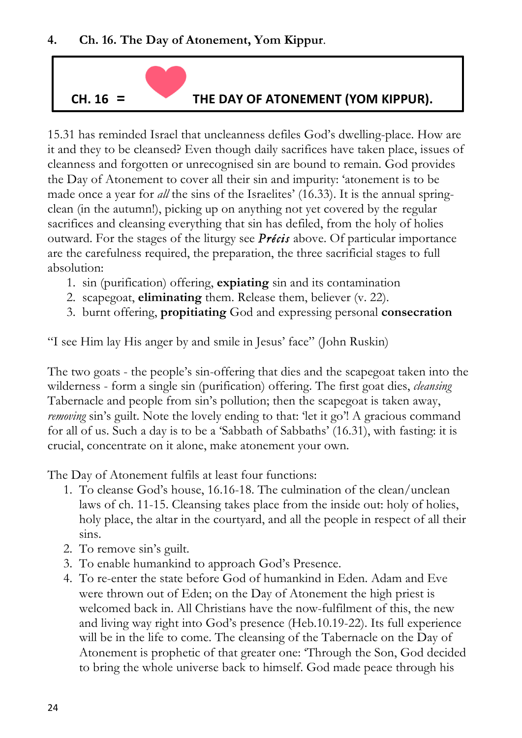**4. Ch. 16. The Day of Atonement, Yom Kippur.**

| CH. 16 = ❤ THE DAY OF ATONEMENT (YOM KIPPUR). |
|---|

15.31 has reminded Israel that uncleanness defiles God's dwelling-place. How are it and they to be cleansed? Even though daily sacrifices have taken place, issues of cleanness and forgotten or unrecognised sin are bound to remain. God provides the Day of Atonement to cover all their sin and impurity: 'atonement is to be made once a year for *all* the sins of the Israelites' (16.33). It is the annual spring-clean (in the autumn!), picking up on anything not yet covered by the regular sacrifices and cleansing everything that sin has defiled, from the holy of holies outward. For the stages of the liturgy see ***Précis*** above. Of particular importance are the carefulness required, the preparation, the three sacrificial stages to full absolution:

1. sin (purification) offering, **expiating** sin and its contamination
2. scapegoat, **eliminating** them. Release them, believer (v. 22).
3. burnt offering, **propitiating** God and expressing personal **consecration**

"I see Him lay His anger by and smile in Jesus' face" (John Ruskin)

The two goats - the people's sin-offering that dies and the scapegoat taken into the wilderness - form a single sin (purification) offering. The first goat dies, *cleansing* Tabernacle and people from sin's pollution; then the scapegoat is taken away, *removing* sin's guilt. Note the lovely ending to that: 'let it go'! A gracious command for all of us. Such a day is to be a 'Sabbath of Sabbaths' (16.31), with fasting: it is crucial, concentrate on it alone, make atonement your own.

The Day of Atonement fulfils at least four functions:

1. To cleanse God's house, 16.16-18. The culmination of the clean/unclean laws of ch. 11-15. Cleansing takes place from the inside out: holy of holies, holy place, the altar in the courtyard, and all the people in respect of all their sins.
2. To remove sin's guilt.
3. To enable humankind to approach God's Presence.
4. To re-enter the state before God of humankind in Eden. Adam and Eve were thrown out of Eden; on the Day of Atonement the high priest is welcomed back in. All Christians have the now-fulfilment of this, the new and living way right into God's presence (Heb.10.19-22). Its full experience will be in the life to come. The cleansing of the Tabernacle on the Day of Atonement is prophetic of that greater one: 'Through the Son, God decided to bring the whole universe back to himself. God made peace through his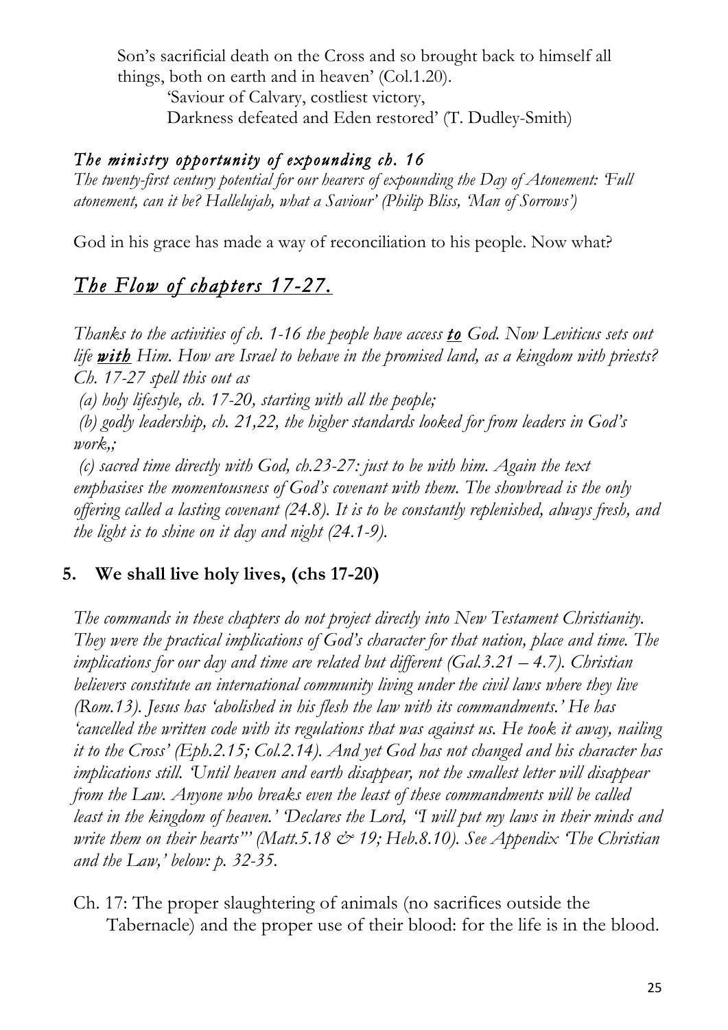Son's sacrificial death on the Cross and so brought back to himself all things, both on earth and in heaven' (Col.1.20).

'Saviour of Calvary, costliest victory,
Darkness defeated and Eden restored' (T. Dudley-Smith)

### *The ministry opportunity of expounding ch. 16*

*The twenty-first century potential for our hearers of expounding the Day of Atonement: 'Full atonement, can it be? Hallelujah, what a Saviour' (Philip Bliss, 'Man of Sorrows')*

God in his grace has made a way of reconciliation to his people. Now what?

## *The Flow of chapters 17-27.*

*Thanks to the activities of ch. 1-16 the people have access **to** God. Now Leviticus sets out life **with** Him. How are Israel to behave in the promised land, as a kingdom with priests? Ch. 17-27 spell this out as*

*(a) holy lifestyle, ch. 17-20, starting with all the people;*

*(b) godly leadership, ch. 21,22, the higher standards looked for from leaders in God's work,;*

*(c) sacred time directly with God, ch.23-27: just to be with him. Again the text emphasises the momentousness of God's covenant with them. The showbread is the only offering called a lasting covenant (24.8). It is to be constantly replenished, always fresh, and the light is to shine on it day and night (24.1-9).*

### 5. We shall live holy lives, (chs 17-20)

*The commands in these chapters do not project directly into New Testament Christianity. They were the practical implications of God's character for that nation, place and time. The implications for our day and time are related but different (Gal.3.21 – 4.7). Christian believers constitute an international community living under the civil laws where they live (Rom.13). Jesus has 'abolished in his flesh the law with its commandments.' He has 'cancelled the written code with its regulations that was against us. He took it away, nailing it to the Cross' (Eph.2.15; Col.2.14). And yet God has not changed and his character has implications still. 'Until heaven and earth disappear, not the smallest letter will disappear from the Law. Anyone who breaks even the least of these commandments will be called least in the kingdom of heaven.' 'Declares the Lord, "I will put my laws in their minds and write them on their hearts"' (Matt.5.18 & 19; Heb.8.10). See Appendix 'The Christian and the Law,' below: p. 32-35.*

Ch. 17: The proper slaughtering of animals (no sacrifices outside the Tabernacle) and the proper use of their blood: for the life is in the blood.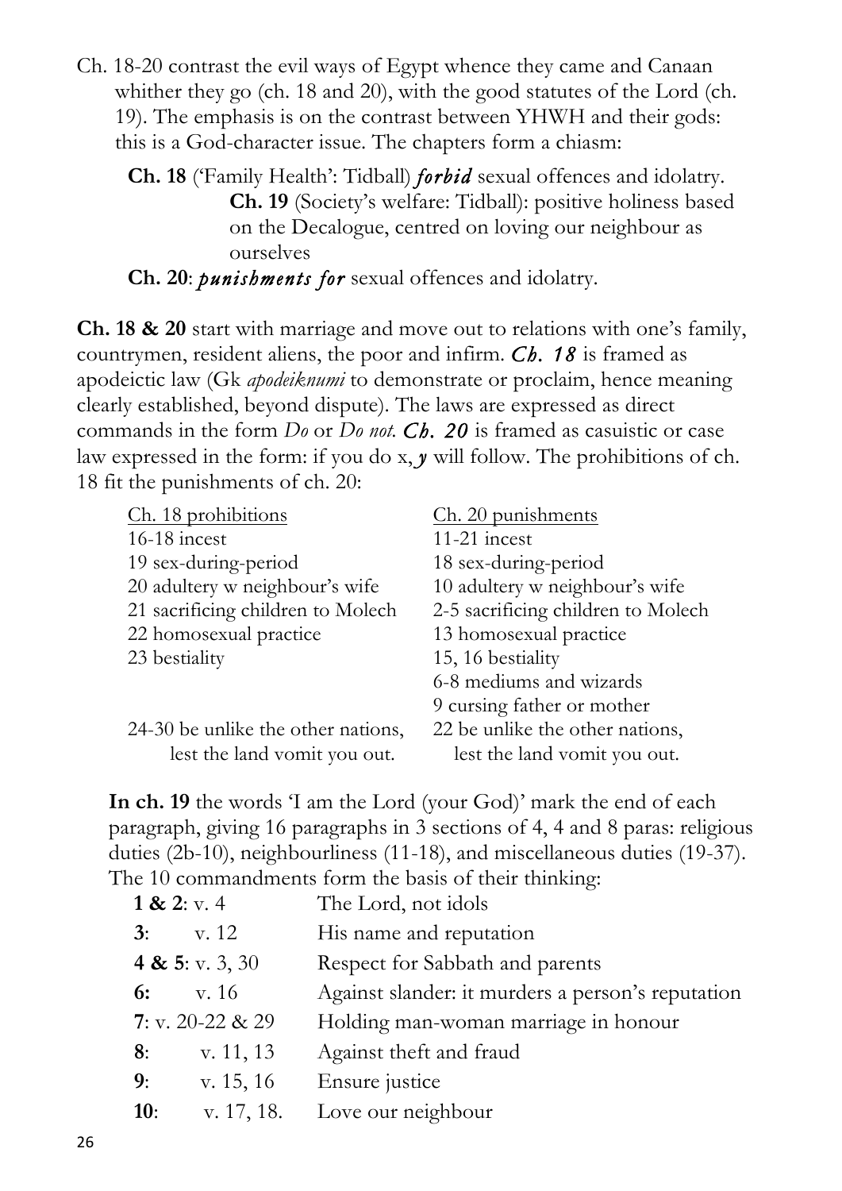Ch. 18-20 contrast the evil ways of Egypt whence they came and Canaan whither they go (ch. 18 and 20), with the good statutes of the Lord (ch. 19). The emphasis is on the contrast between YHWH and their gods: this is a God-character issue. The chapters form a chiasm:

**Ch. 18** ('Family Health': Tidball) ***forbid*** sexual offences and idolatry.

> **Ch. 19** (Society's welfare: Tidball): positive holiness based on the Decalogue, centred on loving our neighbour as ourselves

**Ch. 20**: ***punishments for*** sexual offences and idolatry.

**Ch. 18 & 20** start with marriage and move out to relations with one's family, countrymen, resident aliens, the poor and infirm. ***Ch. 18*** is framed as apodeictic law (Gk *apodeiknumi* to demonstrate or proclaim, hence meaning clearly established, beyond dispute). The laws are expressed as direct commands in the form *Do* or *Do not*. ***Ch. 20*** is framed as casuistic or case law expressed in the form: if you do x, ***y*** will follow. The prohibitions of ch. 18 fit the punishments of ch. 20:

| Ch. 18 prohibitions | Ch. 20 punishments |
|---|---|
| 16-18 incest | 11-21 incest |
| 19 sex-during-period | 18 sex-during-period |
| 20 adultery w neighbour's wife | 10 adultery w neighbour's wife |
| 21 sacrificing children to Molech | 2-5 sacrificing children to Molech |
| 22 homosexual practice | 13 homosexual practice |
| 23 bestiality | 15, 16 bestiality |
| | 6-8 mediums and wizards |
| | 9 cursing father or mother |
| 24-30 be unlike the other nations, lest the land vomit you out. | 22 be unlike the other nations, lest the land vomit you out. |

**In ch. 19** the words 'I am the Lord (your God)' mark the end of each paragraph, giving 16 paragraphs in 3 sections of 4, 4 and 8 paras: religious duties (2b-10), neighbourliness (11-18), and miscellaneous duties (19-37). The 10 commandments form the basis of their thinking:

| | |
|---|---|
| **1 & 2**: v. 4 | The Lord, not idols |
| **3**: v. 12 | His name and reputation |
| **4 & 5**: v. 3, 30 | Respect for Sabbath and parents |
| **6:** v. 16 | Against slander: it murders a person's reputation |
| **7**: v. 20-22 & 29 | Holding man-woman marriage in honour |
| **8**: v. 11, 13 | Against theft and fraud |
| **9**: v. 15, 16 | Ensure justice |
| **10**: v. 17, 18. | Love our neighbour |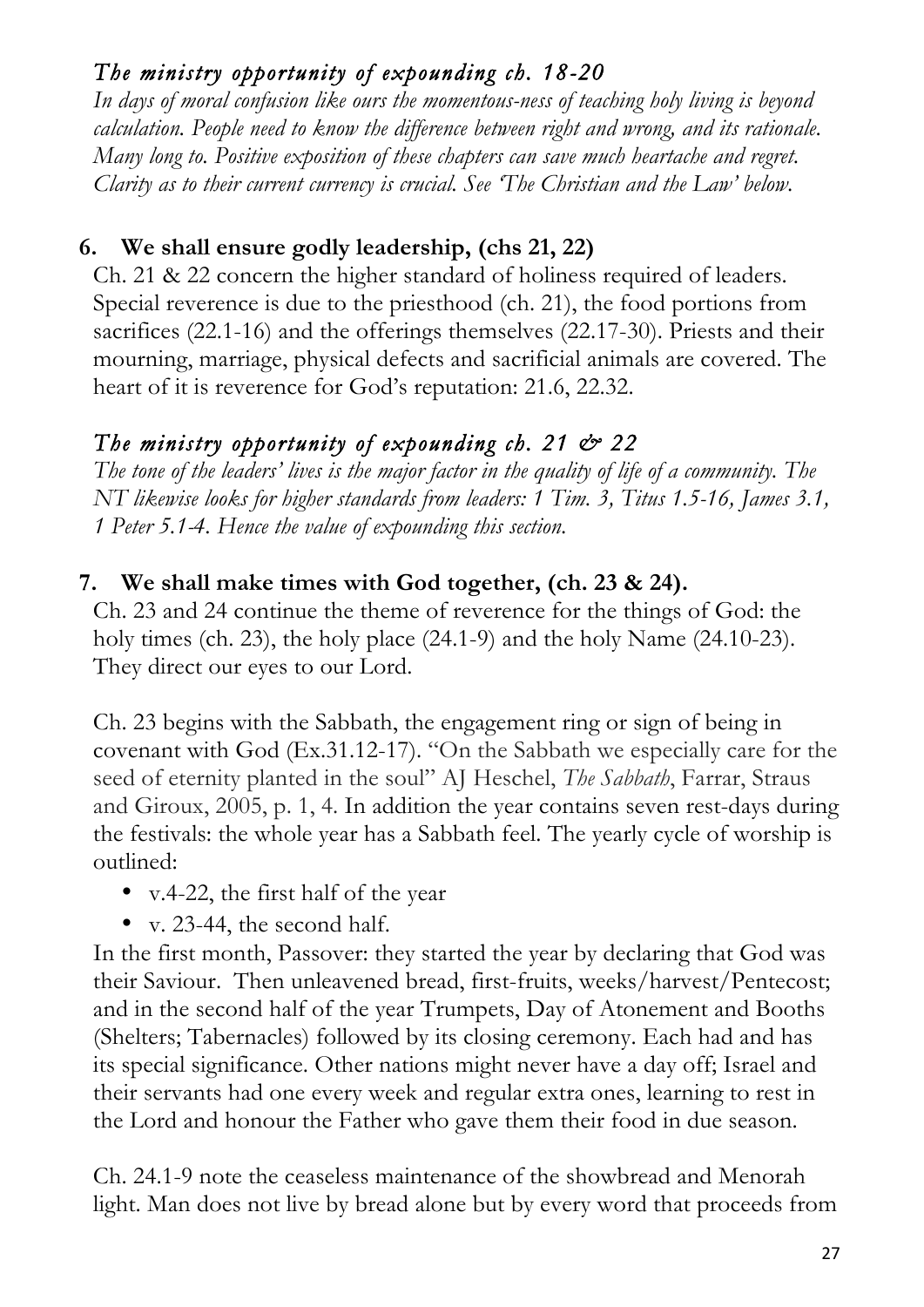### *The ministry opportunity of expounding ch. 18-20*

*In days of moral confusion like ours the momentous-ness of teaching holy living is beyond calculation. People need to know the difference between right and wrong, and its rationale. Many long to. Positive exposition of these chapters can save much heartache and regret. Clarity as to their current currency is crucial. See 'The Christian and the Law' below.*

### 6. We shall ensure godly leadership, (chs 21, 22)

Ch. 21 & 22 concern the higher standard of holiness required of leaders. Special reverence is due to the priesthood (ch. 21), the food portions from sacrifices (22.1-16) and the offerings themselves (22.17-30). Priests and their mourning, marriage, physical defects and sacrificial animals are covered. The heart of it is reverence for God's reputation: 21.6, 22.32.

### *The ministry opportunity of expounding ch. 21 & 22*

*The tone of the leaders' lives is the major factor in the quality of life of a community. The NT likewise looks for higher standards from leaders: 1 Tim. 3, Titus 1.5-16, James 3.1, 1 Peter 5.1-4. Hence the value of expounding this section.*

### 7. We shall make times with God together, (ch. 23 & 24).

Ch. 23 and 24 continue the theme of reverence for the things of God: the holy times (ch. 23), the holy place (24.1-9) and the holy Name (24.10-23). They direct our eyes to our Lord.

Ch. 23 begins with the Sabbath, the engagement ring or sign of being in covenant with God (Ex.31.12-17). "On the Sabbath we especially care for the seed of eternity planted in the soul" AJ Heschel, *The Sabbath*, Farrar, Straus and Giroux, 2005, p. 1, 4. In addition the year contains seven rest-days during the festivals: the whole year has a Sabbath feel. The yearly cycle of worship is outlined:

- v.4-22, the first half of the year
- v. 23-44, the second half.

In the first month, Passover: they started the year by declaring that God was their Saviour. Then unleavened bread, first-fruits, weeks/harvest/Pentecost; and in the second half of the year Trumpets, Day of Atonement and Booths (Shelters; Tabernacles) followed by its closing ceremony. Each had and has its special significance. Other nations might never have a day off; Israel and their servants had one every week and regular extra ones, learning to rest in the Lord and honour the Father who gave them their food in due season.

Ch. 24.1-9 note the ceaseless maintenance of the showbread and Menorah light. Man does not live by bread alone but by every word that proceeds from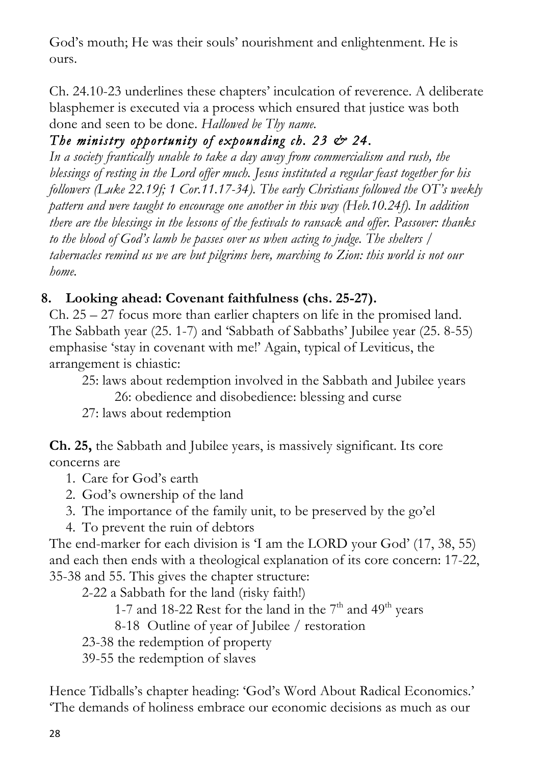God's mouth; He was their souls' nourishment and enlightenment. He is ours.

Ch. 24.10-23 underlines these chapters' inculcation of reverence. A deliberate blasphemer is executed via a process which ensured that justice was both done and seen to be done. *Hallowed be Thy name.*

### *The ministry opportunity of expounding ch. 23 & 24.*

*In a society frantically unable to take a day away from commercialism and rush, the blessings of resting in the Lord offer much. Jesus instituted a regular feast together for his followers (Luke 22.19f; 1 Cor.11.17-34). The early Christians followed the OT's weekly pattern and were taught to encourage one another in this way (Heb.10.24f). In addition there are the blessings in the lessons of the festivals to ransack and offer. Passover: thanks to the blood of God's lamb he passes over us when acting to judge. The shelters / tabernacles remind us we are but pilgrims here, marching to Zion: this world is not our home.*

## 8. Looking ahead: Covenant faithfulness (chs. 25-27).

Ch. 25 – 27 focus more than earlier chapters on life in the promised land. The Sabbath year (25. 1-7) and 'Sabbath of Sabbaths' Jubilee year (25. 8-55) emphasise 'stay in covenant with me!' Again, typical of Leviticus, the arrangement is chiastic:

> 25: laws about redemption involved in the Sabbath and Jubilee years
>
> > 26: obedience and disobedience: blessing and curse
>
> 27: laws about redemption

**Ch. 25,** the Sabbath and Jubilee years, is massively significant. Its core concerns are

1. Care for God's earth
2. God's ownership of the land
3. The importance of the family unit, to be preserved by the go'el
4. To prevent the ruin of debtors

The end-marker for each division is 'I am the LORD your God' (17, 38, 55) and each then ends with a theological explanation of its core concern: 17-22, 35-38 and 55. This gives the chapter structure:

> 2-22 a Sabbath for the land (risky faith!)
>
> > 1-7 and 18-22 Rest for the land in the 7th and 49th years
> >
> > 8-18 Outline of year of Jubilee / restoration
>
> 23-38 the redemption of property
>
> 39-55 the redemption of slaves

Hence Tidballs's chapter heading: 'God's Word About Radical Economics.' 'The demands of holiness embrace our economic decisions as much as our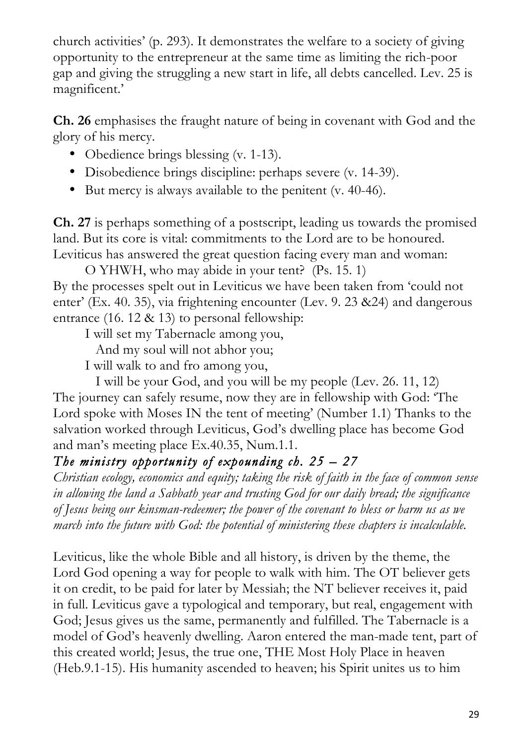church activities' (p. 293). It demonstrates the welfare to a society of giving opportunity to the entrepreneur at the same time as limiting the rich-poor gap and giving the struggling a new start in life, all debts cancelled. Lev. 25 is magnificent.'

**Ch. 26** emphasises the fraught nature of being in covenant with God and the glory of his mercy.

- Obedience brings blessing (v. 1-13).
- Disobedience brings discipline: perhaps severe (v. 14-39).
- But mercy is always available to the penitent (v. 40-46).

**Ch. 27** is perhaps something of a postscript, leading us towards the promised land. But its core is vital: commitments to the Lord are to be honoured. Leviticus has answered the great question facing every man and woman:

O YHWH, who may abide in your tent? (Ps. 15. 1)

By the processes spelt out in Leviticus we have been taken from 'could not enter' (Ex. 40. 35), via frightening encounter (Lev. 9. 23 &24) and dangerous entrance (16. 12 & 13) to personal fellowship:

I will set my Tabernacle among you,
And my soul will not abhor you;
I will walk to and fro among you,
I will be your God, and you will be my people (Lev. 26. 11, 12)

The journey can safely resume, now they are in fellowship with God: 'The Lord spoke with Moses IN the tent of meeting' (Number 1.1) Thanks to the salvation worked through Leviticus, God's dwelling place has become God and man's meeting place Ex.40.35, Num.1.1.

*The ministry opportunity of expounding ch. 25 – 27*

*Christian ecology, economics and equity; taking the risk of faith in the face of common sense in allowing the land a Sabbath year and trusting God for our daily bread; the significance of Jesus being our kinsman-redeemer; the power of the covenant to bless or harm us as we march into the future with God: the potential of ministering these chapters is incalculable.*

Leviticus, like the whole Bible and all history, is driven by the theme, the Lord God opening a way for people to walk with him. The OT believer gets it on credit, to be paid for later by Messiah; the NT believer receives it, paid in full. Leviticus gave a typological and temporary, but real, engagement with God; Jesus gives us the same, permanently and fulfilled. The Tabernacle is a model of God's heavenly dwelling. Aaron entered the man-made tent, part of this created world; Jesus, the true one, THE Most Holy Place in heaven (Heb.9.1-15). His humanity ascended to heaven; his Spirit unites us to him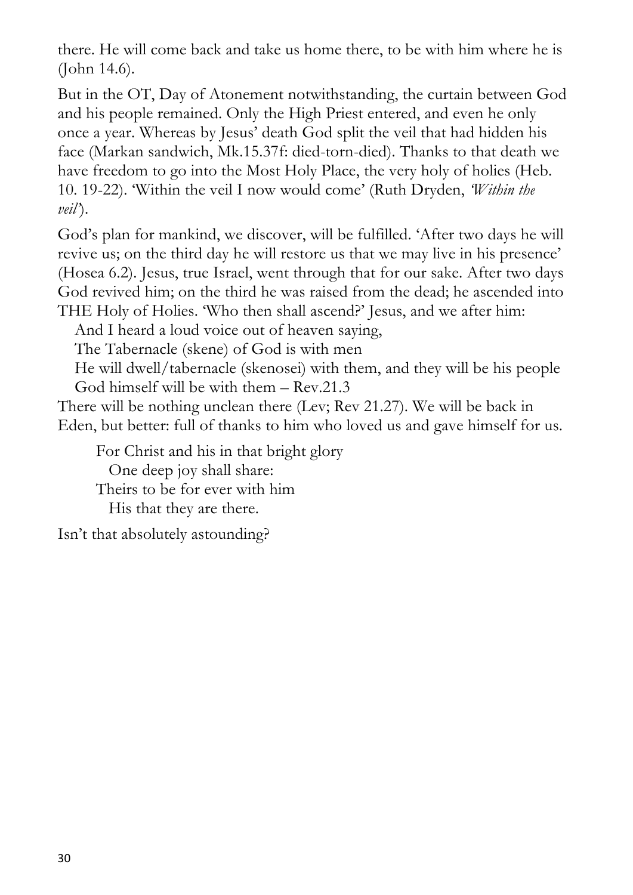there. He will come back and take us home there, to be with him where he is (John 14.6).

But in the OT, Day of Atonement notwithstanding, the curtain between God and his people remained. Only the High Priest entered, and even he only once a year. Whereas by Jesus' death God split the veil that had hidden his face (Markan sandwich, Mk.15.37f: died-torn-died). Thanks to that death we have freedom to go into the Most Holy Place, the very holy of holies (Heb. 10. 19-22). 'Within the veil I now would come' (Ruth Dryden, *'Within the veil'*).

God's plan for mankind, we discover, will be fulfilled. 'After two days he will revive us; on the third day he will restore us that we may live in his presence' (Hosea 6.2). Jesus, true Israel, went through that for our sake. After two days God revived him; on the third he was raised from the dead; he ascended into THE Holy of Holies. 'Who then shall ascend?' Jesus, and we after him:

> And I heard a loud voice out of heaven saying,
> The Tabernacle (skene) of God is with men
> He will dwell/tabernacle (skenosei) with them, and they will be his people
> God himself will be with them – Rev.21.3

There will be nothing unclean there (Lev; Rev 21.27). We will be back in Eden, but better: full of thanks to him who loved us and gave himself for us.

> For Christ and his in that bright glory
> One deep joy shall share:
> Theirs to be for ever with him
> His that they are there.

Isn't that absolutely astounding?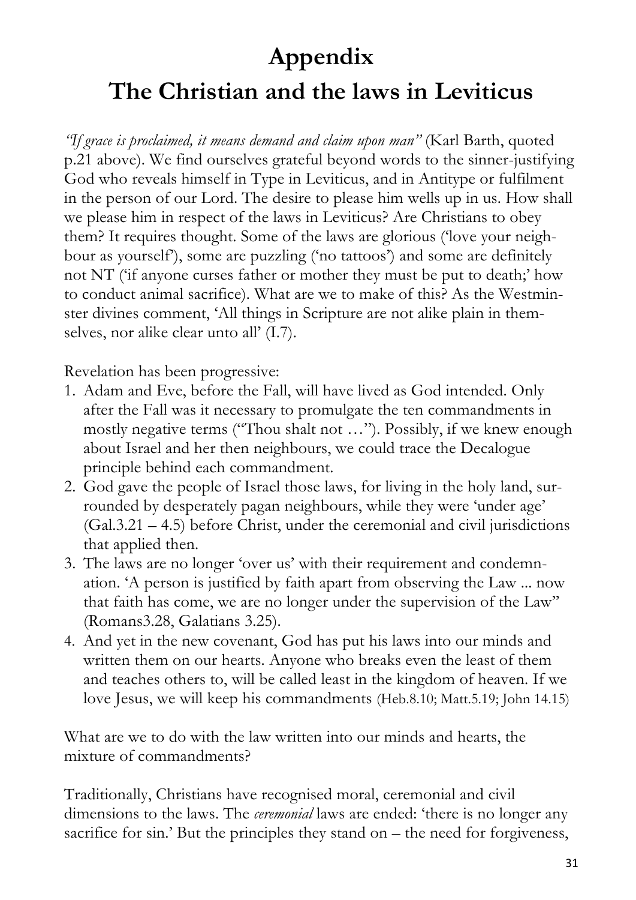# Appendix

# The Christian and the laws in Leviticus

*"If grace is proclaimed, it means demand and claim upon man"* (Karl Barth, quoted p.21 above). We find ourselves grateful beyond words to the sinner-justifying God who reveals himself in Type in Leviticus, and in Antitype or fulfilment in the person of our Lord. The desire to please him wells up in us. How shall we please him in respect of the laws in Leviticus? Are Christians to obey them? It requires thought. Some of the laws are glorious ('love your neighbour as yourself'), some are puzzling ('no tattoos') and some are definitely not NT ('if anyone curses father or mother they must be put to death;' how to conduct animal sacrifice). What are we to make of this? As the Westminster divines comment, 'All things in Scripture are not alike plain in themselves, nor alike clear unto all' (I.7).

Revelation has been progressive:

1. Adam and Eve, before the Fall, will have lived as God intended. Only after the Fall was it necessary to promulgate the ten commandments in mostly negative terms ("Thou shalt not …"). Possibly, if we knew enough about Israel and her then neighbours, we could trace the Decalogue principle behind each commandment.
2. God gave the people of Israel those laws, for living in the holy land, surrounded by desperately pagan neighbours, while they were 'under age' (Gal.3.21 – 4.5) before Christ, under the ceremonial and civil jurisdictions that applied then.
3. The laws are no longer 'over us' with their requirement and condemnation. 'A person is justified by faith apart from observing the Law ... now that faith has come, we are no longer under the supervision of the Law" (Romans3.28, Galatians 3.25).
4. And yet in the new covenant, God has put his laws into our minds and written them on our hearts. Anyone who breaks even the least of them and teaches others to, will be called least in the kingdom of heaven. If we love Jesus, we will keep his commandments (Heb.8.10; Matt.5.19; John 14.15)

What are we to do with the law written into our minds and hearts, the mixture of commandments?

Traditionally, Christians have recognised moral, ceremonial and civil dimensions to the laws. The *ceremonial* laws are ended: 'there is no longer any sacrifice for sin.' But the principles they stand on – the need for forgiveness,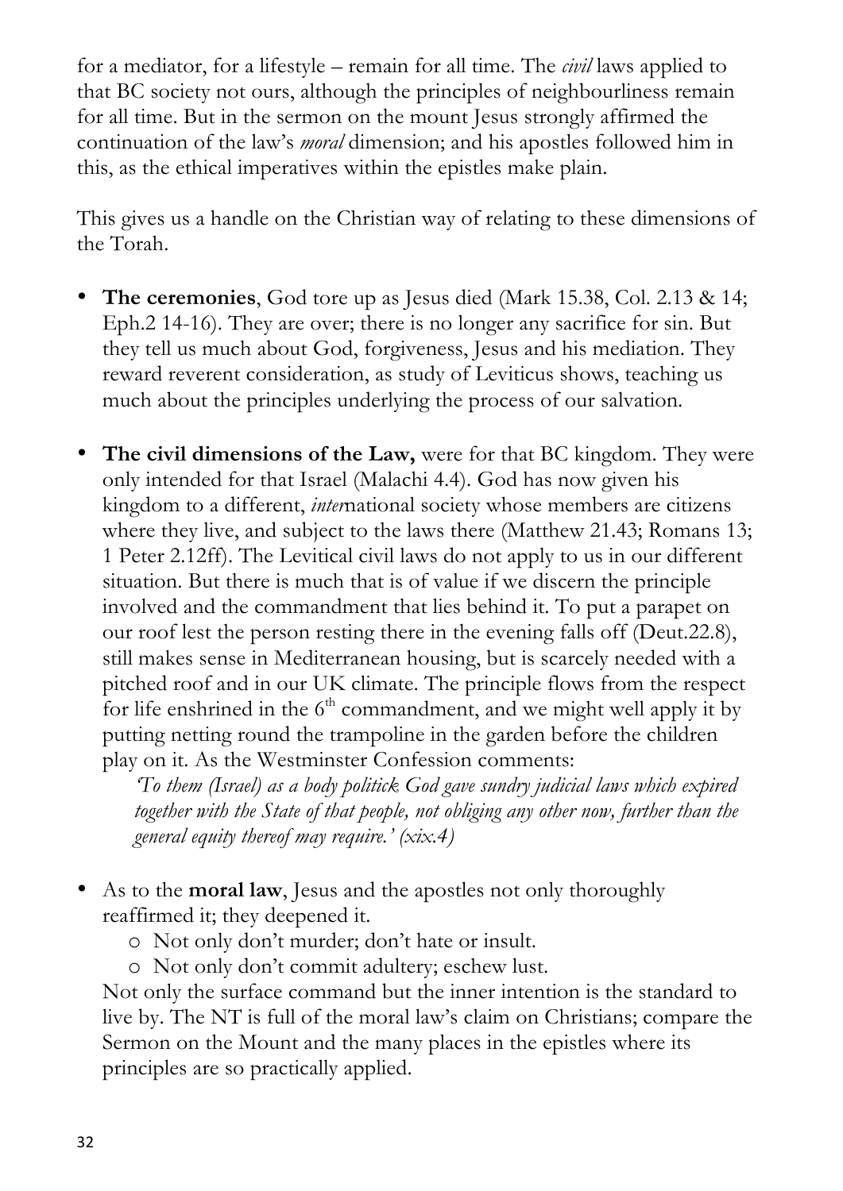for a mediator, for a lifestyle – remain for all time. The *civil* laws applied to that BC society not ours, although the principles of neighbourliness remain for all time. But in the sermon on the mount Jesus strongly affirmed the continuation of the law's *moral* dimension; and his apostles followed him in this, as the ethical imperatives within the epistles make plain.

This gives us a handle on the Christian way of relating to these dimensions of the Torah.

- **The ceremonies**, God tore up as Jesus died (Mark 15.38, Col. 2.13 & 14; Eph.2 14-16). They are over; there is no longer any sacrifice for sin. But they tell us much about God, forgiveness, Jesus and his mediation. They reward reverent consideration, as study of Leviticus shows, teaching us much about the principles underlying the process of our salvation.

- **The civil dimensions of the Law,** were for that BC kingdom. They were only intended for that Israel (Malachi 4.4). God has now given his kingdom to a different, *inter*national society whose members are citizens where they live, and subject to the laws there (Matthew 21.43; Romans 13; 1 Peter 2.12ff). The Levitical civil laws do not apply to us in our different situation. But there is much that is of value if we discern the principle involved and the commandment that lies behind it. To put a parapet on our roof lest the person resting there in the evening falls off (Deut.22.8), still makes sense in Mediterranean housing, but is scarcely needed with a pitched roof and in our UK climate. The principle flows from the respect for life enshrined in the 6th commandment, and we might well apply it by putting netting round the trampoline in the garden before the children play on it. As the Westminster Confession comments:

  *'To them (Israel) as a body politick God gave sundry judicial laws which expired together with the State of that people, not obliging any other now, further than the general equity thereof may require.' (xix.4)*

- As to the **moral law**, Jesus and the apostles not only thoroughly reaffirmed it; they deepened it.
  - Not only don't murder; don't hate or insult.
  - Not only don't commit adultery; eschew lust.

  Not only the surface command but the inner intention is the standard to live by. The NT is full of the moral law's claim on Christians; compare the Sermon on the Mount and the many places in the epistles where its principles are so practically applied.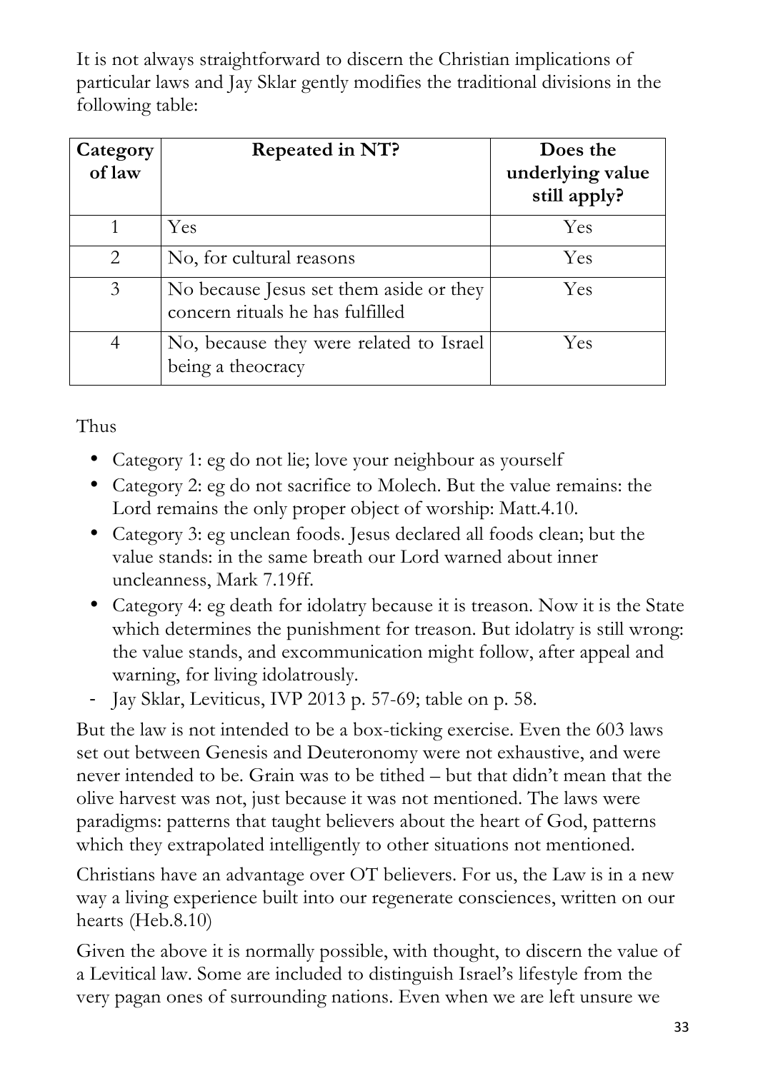It is not always straightforward to discern the Christian implications of particular laws and Jay Sklar gently modifies the traditional divisions in the following table:

| Category of law | Repeated in NT? | Does the underlying value still apply? |
|---|---|---|
| 1 | Yes | Yes |
| 2 | No, for cultural reasons | Yes |
| 3 | No because Jesus set them aside or they concern rituals he has fulfilled | Yes |
| 4 | No, because they were related to Israel being a theocracy | Yes |

Thus

- Category 1: eg do not lie; love your neighbour as yourself
- Category 2: eg do not sacrifice to Molech. But the value remains: the Lord remains the only proper object of worship: Matt.4.10.
- Category 3: eg unclean foods. Jesus declared all foods clean; but the value stands: in the same breath our Lord warned about inner uncleanness, Mark 7.19ff.
- Category 4: eg death for idolatry because it is treason. Now it is the State which determines the punishment for treason. But idolatry is still wrong: the value stands, and excommunication might follow, after appeal and warning, for living idolatrously.

- Jay Sklar, Leviticus, IVP 2013 p. 57-69; table on p. 58.

But the law is not intended to be a box-ticking exercise. Even the 603 laws set out between Genesis and Deuteronomy were not exhaustive, and were never intended to be. Grain was to be tithed – but that didn't mean that the olive harvest was not, just because it was not mentioned. The laws were paradigms: patterns that taught believers about the heart of God, patterns which they extrapolated intelligently to other situations not mentioned.

Christians have an advantage over OT believers. For us, the Law is in a new way a living experience built into our regenerate consciences, written on our hearts (Heb.8.10)

Given the above it is normally possible, with thought, to discern the value of a Levitical law. Some are included to distinguish Israel's lifestyle from the very pagan ones of surrounding nations. Even when we are left unsure we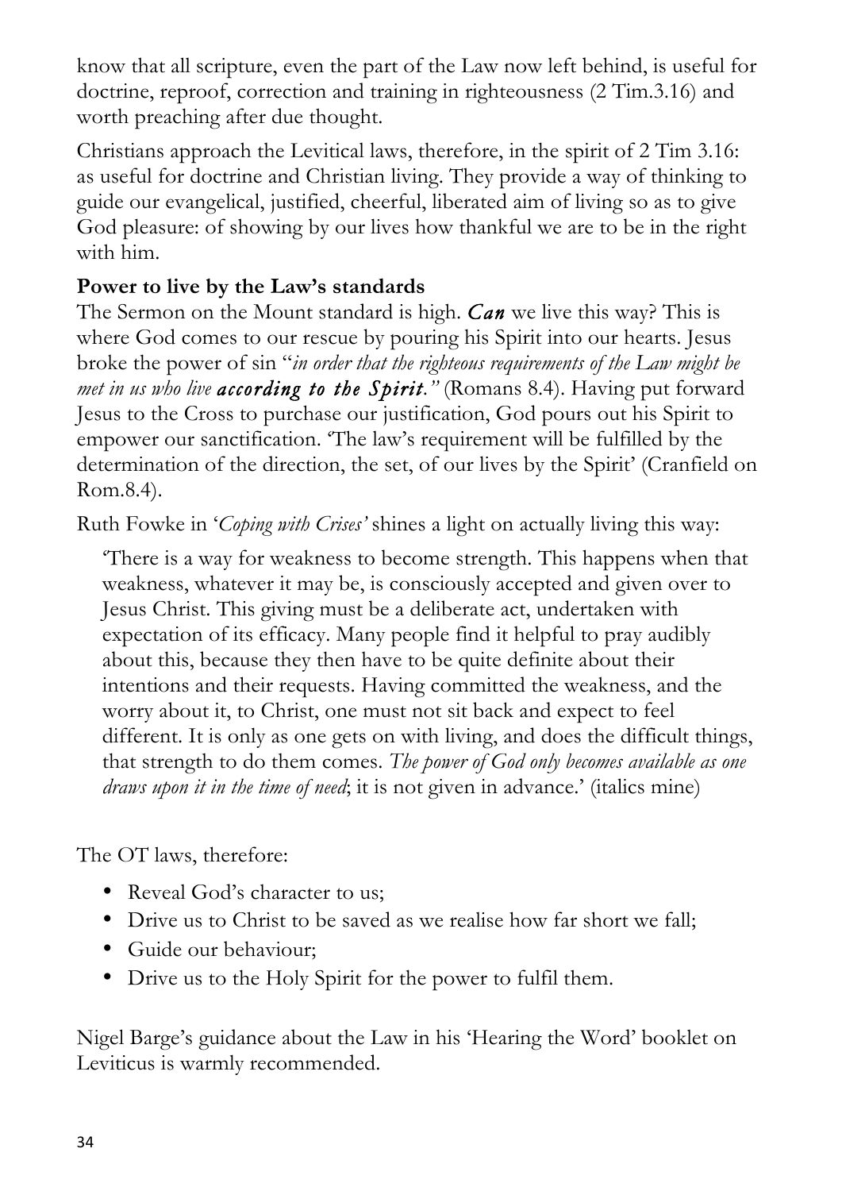know that all scripture, even the part of the Law now left behind, is useful for doctrine, reproof, correction and training in righteousness (2 Tim.3.16) and worth preaching after due thought.

Christians approach the Levitical laws, therefore, in the spirit of 2 Tim 3.16: as useful for doctrine and Christian living. They provide a way of thinking to guide our evangelical, justified, cheerful, liberated aim of living so as to give God pleasure: of showing by our lives how thankful we are to be in the right with him.

**Power to live by the Law's standards**

The Sermon on the Mount standard is high. ***Can*** we live this way? This is where God comes to our rescue by pouring his Spirit into our hearts. Jesus broke the power of sin "*in order that the righteous requirements of the Law might be met in us who live **according to the Spirit**."* (Romans 8.4). Having put forward Jesus to the Cross to purchase our justification, God pours out his Spirit to empower our sanctification. 'The law's requirement will be fulfilled by the determination of the direction, the set, of our lives by the Spirit' (Cranfield on Rom.8.4).

Ruth Fowke in '*Coping with Crises'* shines a light on actually living this way:

> 'There is a way for weakness to become strength. This happens when that weakness, whatever it may be, is consciously accepted and given over to Jesus Christ. This giving must be a deliberate act, undertaken with expectation of its efficacy. Many people find it helpful to pray audibly about this, because they then have to be quite definite about their intentions and their requests. Having committed the weakness, and the worry about it, to Christ, one must not sit back and expect to feel different. It is only as one gets on with living, and does the difficult things, that strength to do them comes. *The power of God only becomes available as one draws upon it in the time of need*; it is not given in advance.' (italics mine)

The OT laws, therefore:

- Reveal God's character to us;
- Drive us to Christ to be saved as we realise how far short we fall;
- Guide our behaviour;
- Drive us to the Holy Spirit for the power to fulfil them.

Nigel Barge's guidance about the Law in his 'Hearing the Word' booklet on Leviticus is warmly recommended.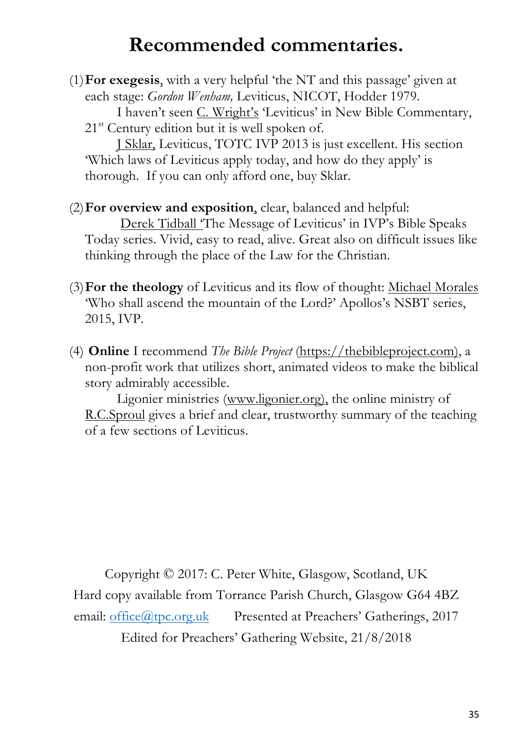# Recommended commentaries.

(1) **For exegesis**, with a very helpful 'the NT and this passage' given at each stage: *Gordon Wenham,* Leviticus, NICOT, Hodder 1979.

I haven't seen C. Wright's 'Leviticus' in New Bible Commentary, 21st Century edition but it is well spoken of.

J Sklar, Leviticus, TOTC IVP 2013 is just excellent. His section 'Which laws of Leviticus apply today, and how do they apply' is thorough. If you can only afford one, buy Sklar.

(2) **For overview and exposition**, clear, balanced and helpful:

Derek Tidball 'The Message of Leviticus' in IVP's Bible Speaks Today series. Vivid, easy to read, alive. Great also on difficult issues like thinking through the place of the Law for the Christian.

(3) **For the theology** of Leviticus and its flow of thought: Michael Morales 'Who shall ascend the mountain of the Lord?' Apollos's NSBT series, 2015, IVP.

(4) **Online** I recommend *The Bible Project* (https://thebibleproject.com), a non-profit work that utilizes short, animated videos to make the biblical story admirably accessible.

Ligonier ministries (www.ligonier.org), the online ministry of R.C.Sproul gives a brief and clear, trustworthy summary of the teaching of a few sections of Leviticus.

Copyright © 2017: C. Peter White, Glasgow, Scotland, UK
Hard copy available from Torrance Parish Church, Glasgow G64 4BZ
email: office@tpc.org.uk Presented at Preachers' Gatherings, 2017
Edited for Preachers' Gathering Website, 21/8/2018